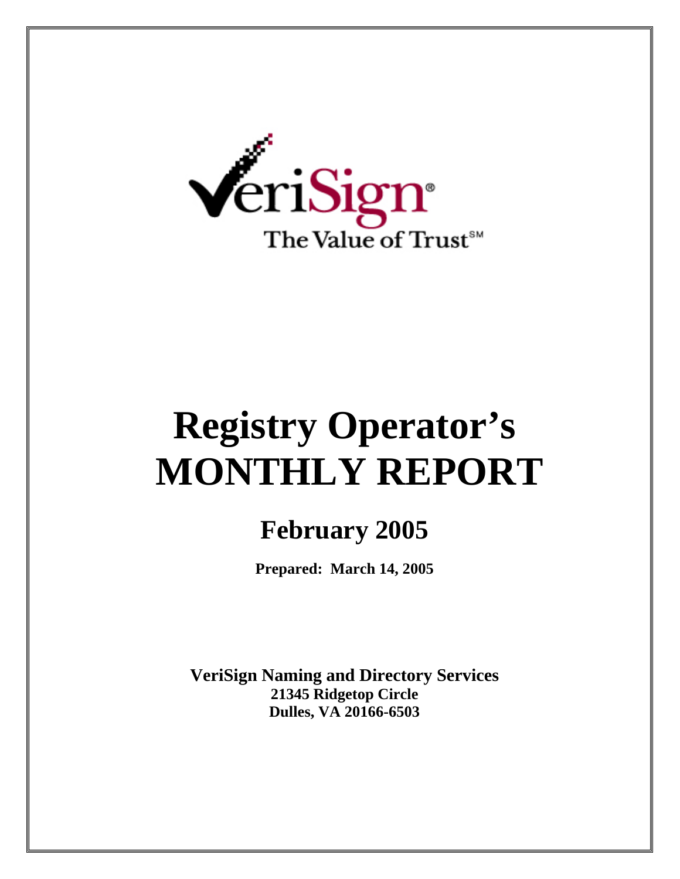VeriSign®

The Value of Trust℠

# Registry Operator's MONTHLY REPORT

## February 2005

**Prepared: March 14, 2005**

**VeriSign Naming and Directory Services**
**21345 Ridgetop Circle**
**Dulles, VA 20166-6503**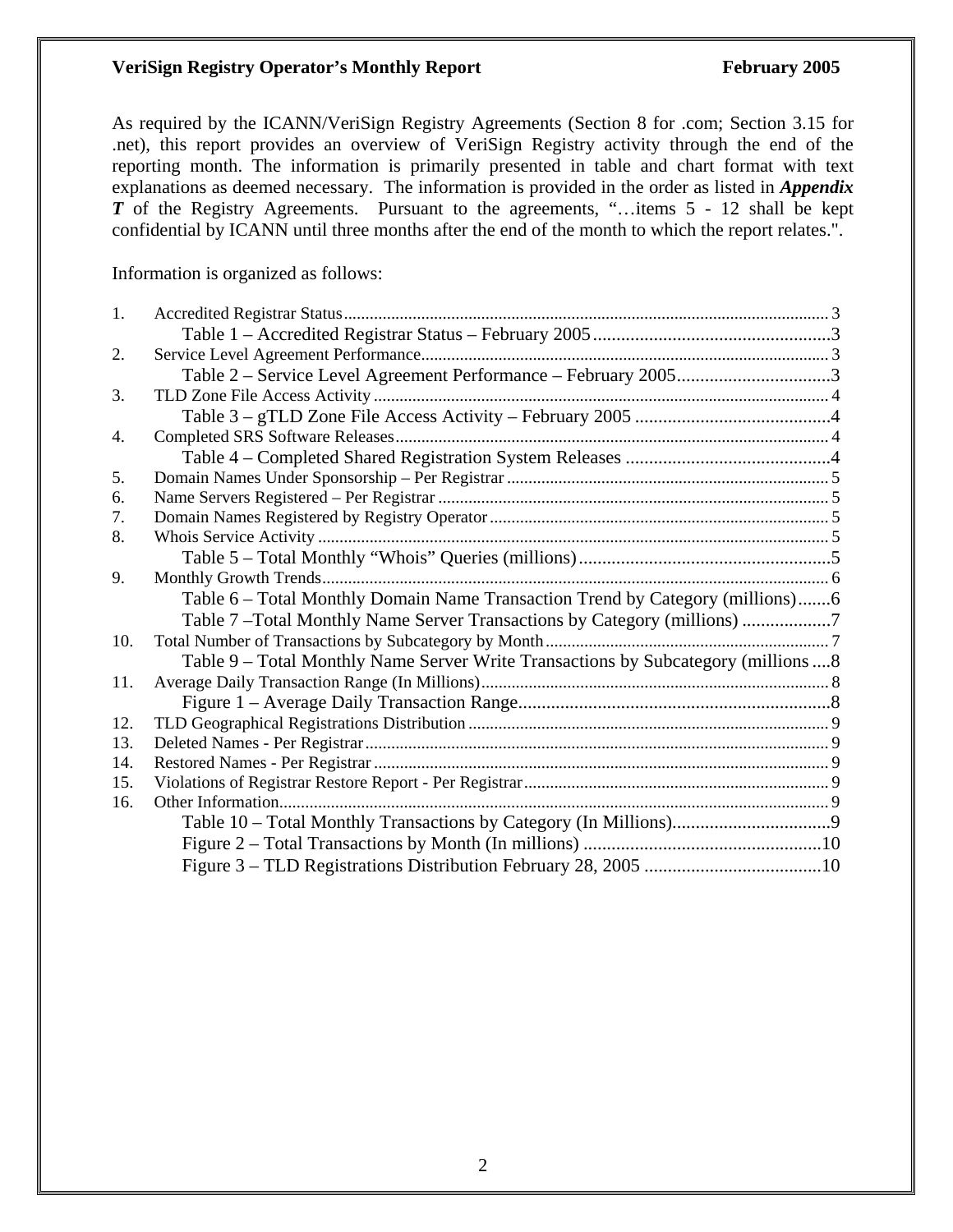As required by the ICANN/VeriSign Registry Agreements (Section 8 for .com; Section 3.15 for .net), this report provides an overview of VeriSign Registry activity through the end of the reporting month. The information is primarily presented in table and chart format with text explanations as deemed necessary. The information is provided in the order as listed in ***Appendix T*** of the Registry Agreements. Pursuant to the agreements, "…items 5 - 12 shall be kept confidential by ICANN until three months after the end of the month to which the report relates.".

Information is organized as follows:

1. Accredited Registrar Status ........ 3
   - Table 1 – Accredited Registrar Status – February 2005 ........ 3
2. Service Level Agreement Performance ........ 3
   - Table 2 – Service Level Agreement Performance – February 2005 ........ 3
3. TLD Zone File Access Activity ........ 4
   - Table 3 – gTLD Zone File Access Activity – February 2005 ........ 4
4. Completed SRS Software Releases ........ 4
   - Table 4 – Completed Shared Registration System Releases ........ 4
5. Domain Names Under Sponsorship – Per Registrar ........ 5
6. Name Servers Registered – Per Registrar ........ 5
7. Domain Names Registered by Registry Operator ........ 5
8. Whois Service Activity ........ 5
   - Table 5 – Total Monthly "Whois" Queries (millions) ........ 5
9. Monthly Growth Trends ........ 6
   - Table 6 – Total Monthly Domain Name Transaction Trend by Category (millions) ........ 6
   - Table 7 –Total Monthly Name Server Transactions by Category (millions) ........ 7
10. Total Number of Transactions by Subcategory by Month ........ 7
    - Table 9 – Total Monthly Name Server Write Transactions by Subcategory (millions ........ 8
11. Average Daily Transaction Range (In Millions) ........ 8
    - Figure 1 – Average Daily Transaction Range ........ 8
12. TLD Geographical Registrations Distribution ........ 9
13. Deleted Names - Per Registrar ........ 9
14. Restored Names - Per Registrar ........ 9
15. Violations of Registrar Restore Report - Per Registrar ........ 9
16. Other Information ........ 9
    - Table 10 – Total Monthly Transactions by Category (In Millions) ........ 9
    - Figure 2 – Total Transactions by Month (In millions) ........ 10
    - Figure 3 – TLD Registrations Distribution February 28, 2005 ........ 10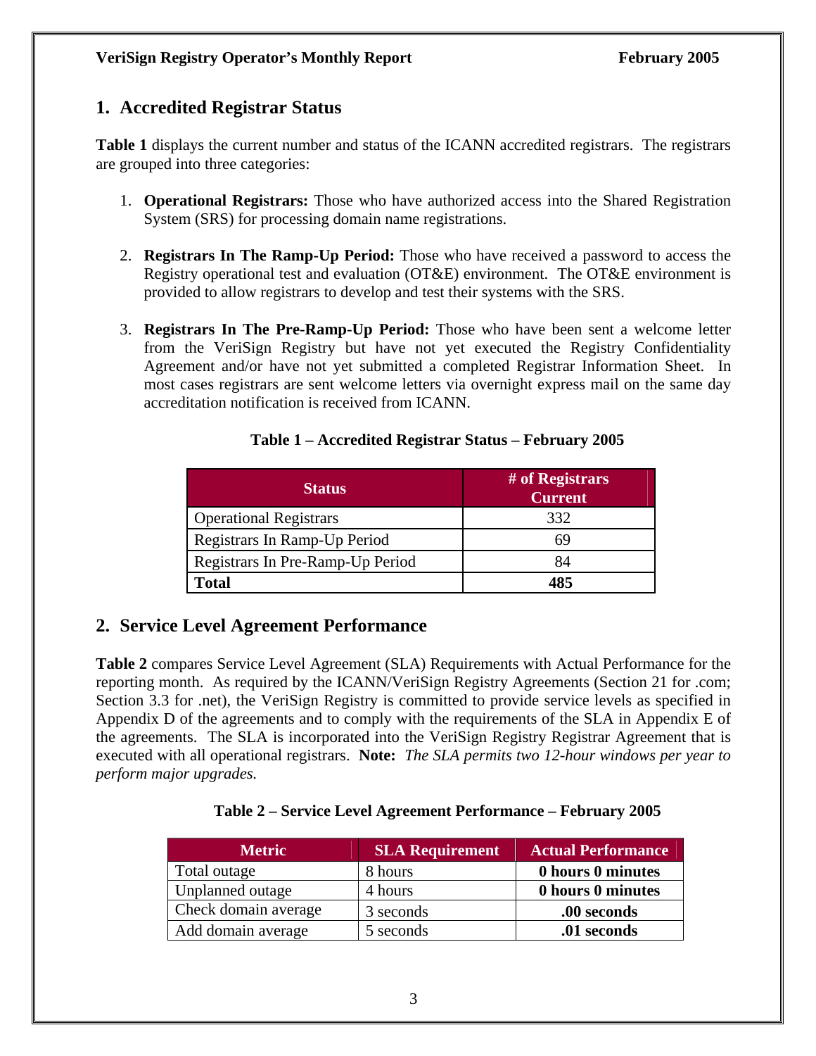## 1. Accredited Registrar Status

**Table 1** displays the current number and status of the ICANN accredited registrars. The registrars are grouped into three categories:

1. **Operational Registrars:** Those who have authorized access into the Shared Registration System (SRS) for processing domain name registrations.

2. **Registrars In The Ramp-Up Period:** Those who have received a password to access the Registry operational test and evaluation (OT&E) environment. The OT&E environment is provided to allow registrars to develop and test their systems with the SRS.

3. **Registrars In The Pre-Ramp-Up Period:** Those who have been sent a welcome letter from the VeriSign Registry but have not yet executed the Registry Confidentiality Agreement and/or have not yet submitted a completed Registrar Information Sheet. In most cases registrars are sent welcome letters via overnight express mail on the same day accreditation notification is received from ICANN.

**Table 1 – Accredited Registrar Status – February 2005**

| Status | # of Registrars Current |
|---|---|
| Operational Registrars | 332 |
| Registrars In Ramp-Up Period | 69 |
| Registrars In Pre-Ramp-Up Period | 84 |
| **Total** | **485** |

## 2. Service Level Agreement Performance

**Table 2** compares Service Level Agreement (SLA) Requirements with Actual Performance for the reporting month. As required by the ICANN/VeriSign Registry Agreements (Section 21 for .com; Section 3.3 for .net), the VeriSign Registry is committed to provide service levels as specified in Appendix D of the agreements and to comply with the requirements of the SLA in Appendix E of the agreements. The SLA is incorporated into the VeriSign Registry Registrar Agreement that is executed with all operational registrars. **Note:** *The SLA permits two 12-hour windows per year to perform major upgrades.*

**Table 2 – Service Level Agreement Performance – February 2005**

| Metric | SLA Requirement | Actual Performance |
|---|---|---|
| Total outage | 8 hours | **0 hours 0 minutes** |
| Unplanned outage | 4 hours | **0 hours 0 minutes** |
| Check domain average | 3 seconds | **.00 seconds** |
| Add domain average | 5 seconds | **.01 seconds** |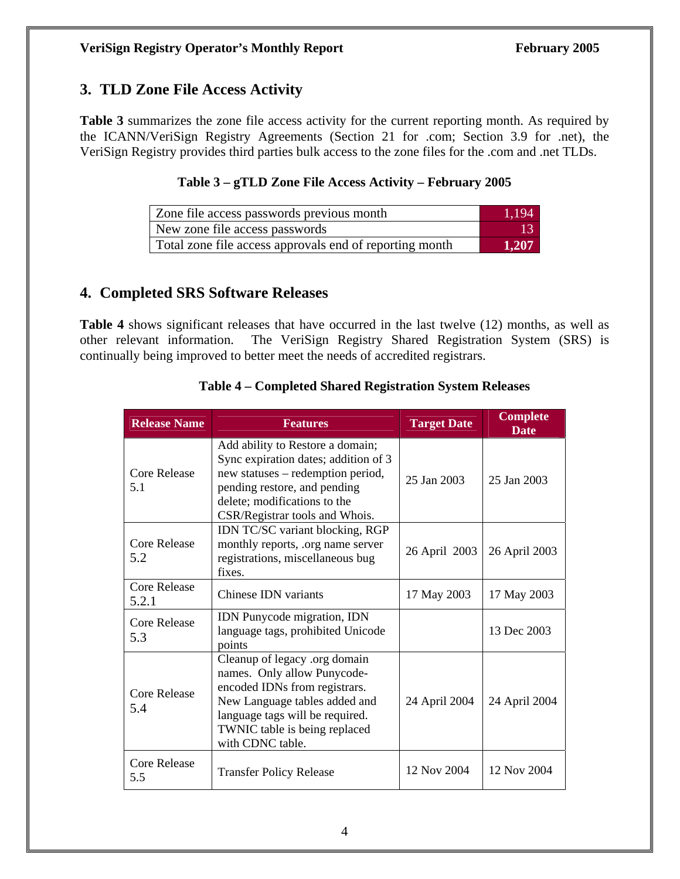## 3. TLD Zone File Access Activity

**Table 3** summarizes the zone file access activity for the current reporting month. As required by the ICANN/VeriSign Registry Agreements (Section 21 for .com; Section 3.9 for .net), the VeriSign Registry provides third parties bulk access to the zone files for the .com and .net TLDs.

**Table 3 – gTLD Zone File Access Activity – February 2005**

| | |
|---|---|
| Zone file access passwords previous month | 1,194 |
| New zone file access passwords | 13 |
| Total zone file access approvals end of reporting month | **1,207** |

## 4. Completed SRS Software Releases

**Table 4** shows significant releases that have occurred in the last twelve (12) months, as well as other relevant information. The VeriSign Registry Shared Registration System (SRS) is continually being improved to better meet the needs of accredited registrars.

**Table 4 – Completed Shared Registration System Releases**

| Release Name | Features | Target Date | Complete Date |
|---|---|---|---|
| Core Release 5.1 | Add ability to Restore a domain; Sync expiration dates; addition of 3 new statuses – redemption period, pending restore, and pending delete; modifications to the CSR/Registrar tools and Whois. | 25 Jan 2003 | 25 Jan 2003 |
| Core Release 5.2 | IDN TC/SC variant blocking, RGP monthly reports, .org name server registrations, miscellaneous bug fixes. | 26 April 2003 | 26 April 2003 |
| Core Release 5.2.1 | Chinese IDN variants | 17 May 2003 | 17 May 2003 |
| Core Release 5.3 | IDN Punycode migration, IDN language tags, prohibited Unicode points | | 13 Dec 2003 |
| Core Release 5.4 | Cleanup of legacy .org domain names. Only allow Punycode-encoded IDNs from registrars. New Language tables added and language tags will be required. TWNIC table is being replaced with CDNC table. | 24 April 2004 | 24 April 2004 |
| Core Release 5.5 | Transfer Policy Release | 12 Nov 2004 | 12 Nov 2004 |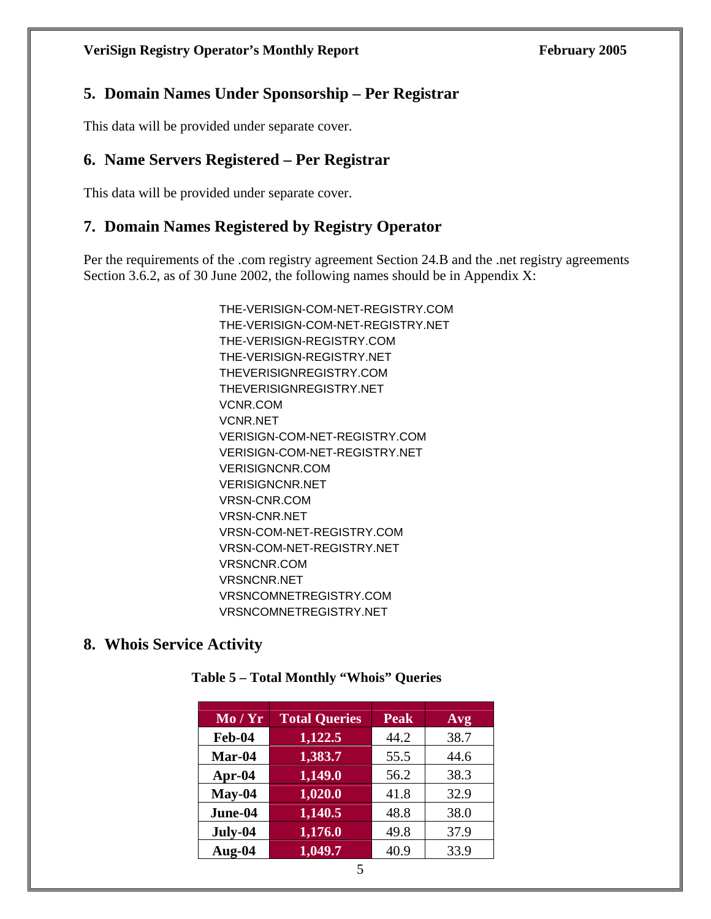## 5. Domain Names Under Sponsorship – Per Registrar

This data will be provided under separate cover.

## 6. Name Servers Registered – Per Registrar

This data will be provided under separate cover.

## 7. Domain Names Registered by Registry Operator

Per the requirements of the .com registry agreement Section 24.B and the .net registry agreements Section 3.6.2, as of 30 June 2002, the following names should be in Appendix X:

THE-VERISIGN-COM-NET-REGISTRY.COM
THE-VERISIGN-COM-NET-REGISTRY.NET
THE-VERISIGN-REGISTRY.COM
THE-VERISIGN-REGISTRY.NET
THEVERISIGNREGISTRY.COM
THEVERISIGNREGISTRY.NET
VCNR.COM
VCNR.NET
VERISIGN-COM-NET-REGISTRY.COM
VERISIGN-COM-NET-REGISTRY.NET
VERISIGNCNR.COM
VERISIGNCNR.NET
VRSN-CNR.COM
VRSN-CNR.NET
VRSN-COM-NET-REGISTRY.COM
VRSN-COM-NET-REGISTRY.NET
VRSNCNR.COM
VRSNCNR.NET
VRSNCOMNETREGISTRY.COM
VRSNCOMNETREGISTRY.NET

## 8. Whois Service Activity

**Table 5 – Total Monthly "Whois" Queries**

| Mo / Yr | Total Queries | Peak | Avg |
|---|---|---|---|
| Feb-04 | 1,122.5 | 44.2 | 38.7 |
| Mar-04 | 1,383.7 | 55.5 | 44.6 |
| Apr-04 | 1,149.0 | 56.2 | 38.3 |
| May-04 | 1,020.0 | 41.8 | 32.9 |
| June-04 | 1,140.5 | 48.8 | 38.0 |
| July-04 | 1,176.0 | 49.8 | 37.9 |
| Aug-04 | 1,049.7 | 40.9 | 33.9 |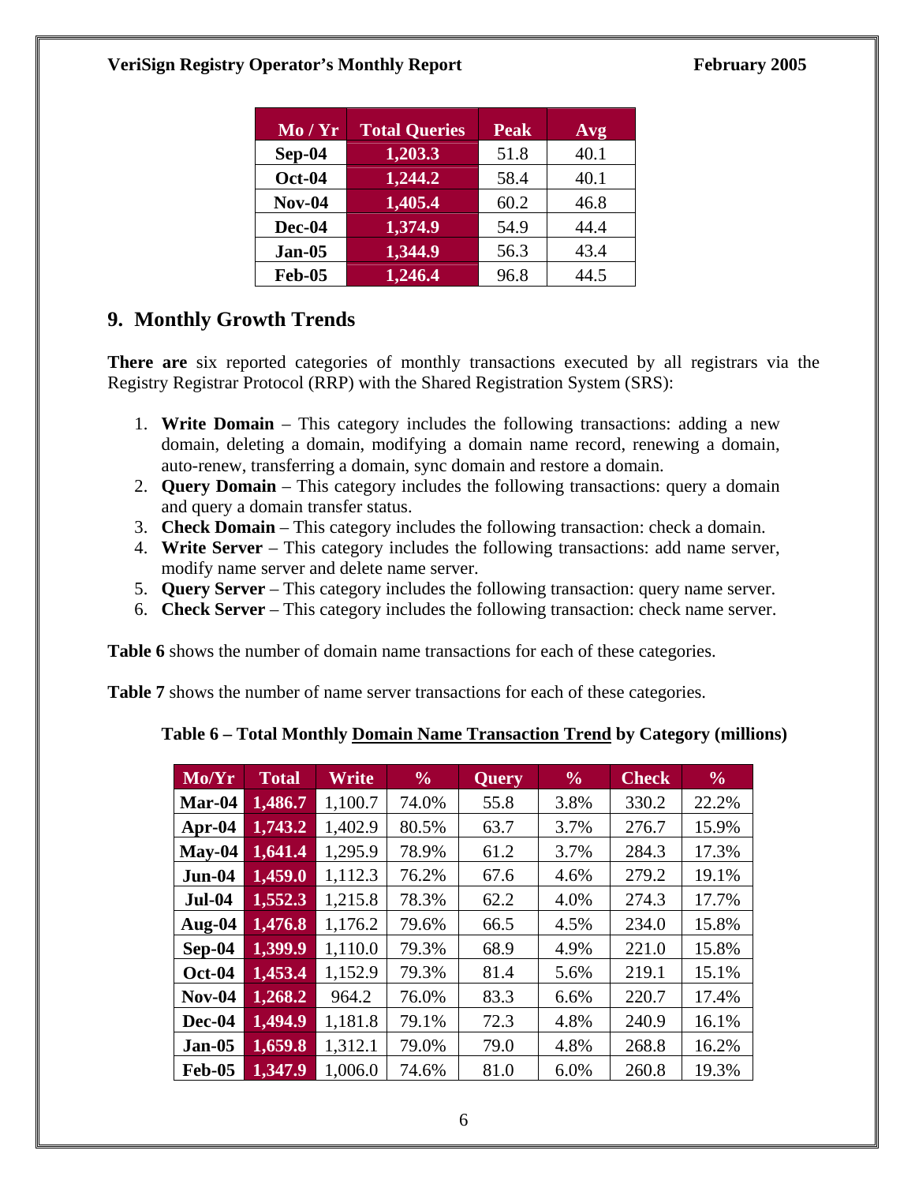| Mo / Yr | Total Queries | Peak | Avg |
|---|---|---|---|
| Sep-04 | 1,203.3 | 51.8 | 40.1 |
| Oct-04 | 1,244.2 | 58.4 | 40.1 |
| Nov-04 | 1,405.4 | 60.2 | 46.8 |
| Dec-04 | 1,374.9 | 54.9 | 44.4 |
| Jan-05 | 1,344.9 | 56.3 | 43.4 |
| Feb-05 | 1,246.4 | 96.8 | 44.5 |

## 9. Monthly Growth Trends

**There are** six reported categories of monthly transactions executed by all registrars via the Registry Registrar Protocol (RRP) with the Shared Registration System (SRS):

1. **Write Domain** – This category includes the following transactions: adding a new domain, deleting a domain, modifying a domain name record, renewing a domain, auto-renew, transferring a domain, sync domain and restore a domain.
2. **Query Domain** – This category includes the following transactions: query a domain and query a domain transfer status.
3. **Check Domain** – This category includes the following transaction: check a domain.
4. **Write Server** – This category includes the following transactions: add name server, modify name server and delete name server.
5. **Query Server** – This category includes the following transaction: query name server.
6. **Check Server** – This category includes the following transaction: check name server.

**Table 6** shows the number of domain name transactions for each of these categories.

**Table 7** shows the number of name server transactions for each of these categories.

**Table 6 – Total Monthly Domain Name Transaction Trend by Category (millions)**

| Mo/Yr | Total | Write | % | Query | % | Check | % |
|---|---|---|---|---|---|---|---|
| Mar-04 | 1,486.7 | 1,100.7 | 74.0% | 55.8 | 3.8% | 330.2 | 22.2% |
| Apr-04 | 1,743.2 | 1,402.9 | 80.5% | 63.7 | 3.7% | 276.7 | 15.9% |
| May-04 | 1,641.4 | 1,295.9 | 78.9% | 61.2 | 3.7% | 284.3 | 17.3% |
| Jun-04 | 1,459.0 | 1,112.3 | 76.2% | 67.6 | 4.6% | 279.2 | 19.1% |
| Jul-04 | 1,552.3 | 1,215.8 | 78.3% | 62.2 | 4.0% | 274.3 | 17.7% |
| Aug-04 | 1,476.8 | 1,176.2 | 79.6% | 66.5 | 4.5% | 234.0 | 15.8% |
| Sep-04 | 1,399.9 | 1,110.0 | 79.3% | 68.9 | 4.9% | 221.0 | 15.8% |
| Oct-04 | 1,453.4 | 1,152.9 | 79.3% | 81.4 | 5.6% | 219.1 | 15.1% |
| Nov-04 | 1,268.2 | 964.2 | 76.0% | 83.3 | 6.6% | 220.7 | 17.4% |
| Dec-04 | 1,494.9 | 1,181.8 | 79.1% | 72.3 | 4.8% | 240.9 | 16.1% |
| Jan-05 | 1,659.8 | 1,312.1 | 79.0% | 79.0 | 4.8% | 268.8 | 16.2% |
| Feb-05 | 1,347.9 | 1,006.0 | 74.6% | 81.0 | 6.0% | 260.8 | 19.3% |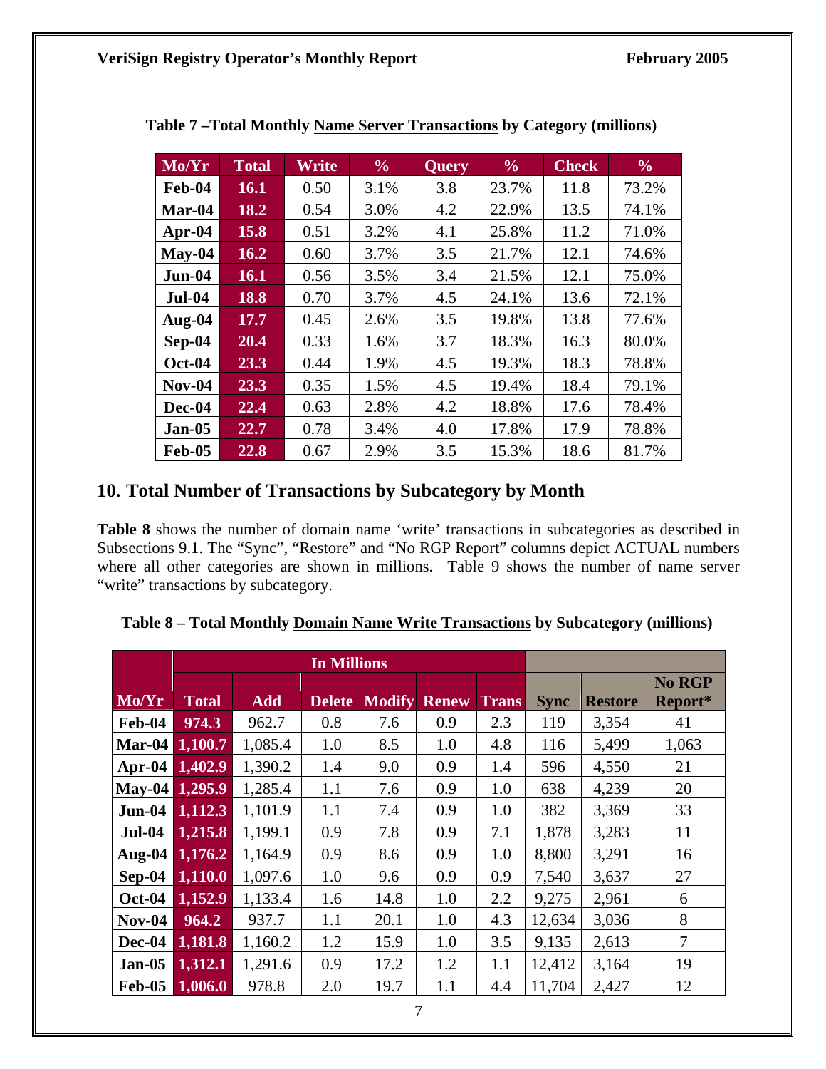**Table 7 –Total Monthly Name Server Transactions by Category (millions)**

| Mo/Yr | Total | Write | % | Query | % | Check | % |
|---|---|---|---|---|---|---|---|
| Feb-04 | 16.1 | 0.50 | 3.1% | 3.8 | 23.7% | 11.8 | 73.2% |
| Mar-04 | 18.2 | 0.54 | 3.0% | 4.2 | 22.9% | 13.5 | 74.1% |
| Apr-04 | 15.8 | 0.51 | 3.2% | 4.1 | 25.8% | 11.2 | 71.0% |
| May-04 | 16.2 | 0.60 | 3.7% | 3.5 | 21.7% | 12.1 | 74.6% |
| Jun-04 | 16.1 | 0.56 | 3.5% | 3.4 | 21.5% | 12.1 | 75.0% |
| Jul-04 | 18.8 | 0.70 | 3.7% | 4.5 | 24.1% | 13.6 | 72.1% |
| Aug-04 | 17.7 | 0.45 | 2.6% | 3.5 | 19.8% | 13.8 | 77.6% |
| Sep-04 | 20.4 | 0.33 | 1.6% | 3.7 | 18.3% | 16.3 | 80.0% |
| Oct-04 | 23.3 | 0.44 | 1.9% | 4.5 | 19.3% | 18.3 | 78.8% |
| Nov-04 | 23.3 | 0.35 | 1.5% | 4.5 | 19.4% | 18.4 | 79.1% |
| Dec-04 | 22.4 | 0.63 | 2.8% | 4.2 | 18.8% | 17.6 | 78.4% |
| Jan-05 | 22.7 | 0.78 | 3.4% | 4.0 | 17.8% | 17.9 | 78.8% |
| Feb-05 | 22.8 | 0.67 | 2.9% | 3.5 | 15.3% | 18.6 | 81.7% |

## 10. Total Number of Transactions by Subcategory by Month

**Table 8** shows the number of domain name 'write' transactions in subcategories as described in Subsections 9.1. The "Sync", "Restore" and "No RGP Report" columns depict ACTUAL numbers where all other categories are shown in millions. Table 9 shows the number of name server "write" transactions by subcategory.

**Table 8 – Total Monthly Domain Name Write Transactions by Subcategory (millions)**

| | In Millions | | | | | | | | |
|---|---|---|---|---|---|---|---|---|---|
| Mo/Yr | Total | Add | Delete | Modify | Renew | Trans | Sync | Restore | No RGP Report* |
| Feb-04 | 974.3 | 962.7 | 0.8 | 7.6 | 0.9 | 2.3 | 119 | 3,354 | 41 |
| Mar-04 | 1,100.7 | 1,085.4 | 1.0 | 8.5 | 1.0 | 4.8 | 116 | 5,499 | 1,063 |
| Apr-04 | 1,402.9 | 1,390.2 | 1.4 | 9.0 | 0.9 | 1.4 | 596 | 4,550 | 21 |
| May-04 | 1,295.9 | 1,285.4 | 1.1 | 7.6 | 0.9 | 1.0 | 638 | 4,239 | 20 |
| Jun-04 | 1,112.3 | 1,101.9 | 1.1 | 7.4 | 0.9 | 1.0 | 382 | 3,369 | 33 |
| Jul-04 | 1,215.8 | 1,199.1 | 0.9 | 7.8 | 0.9 | 7.1 | 1,878 | 3,283 | 11 |
| Aug-04 | 1,176.2 | 1,164.9 | 0.9 | 8.6 | 0.9 | 1.0 | 8,800 | 3,291 | 16 |
| Sep-04 | 1,110.0 | 1,097.6 | 1.0 | 9.6 | 0.9 | 0.9 | 7,540 | 3,637 | 27 |
| Oct-04 | 1,152.9 | 1,133.4 | 1.6 | 14.8 | 1.0 | 2.2 | 9,275 | 2,961 | 6 |
| Nov-04 | 964.2 | 937.7 | 1.1 | 20.1 | 1.0 | 4.3 | 12,634 | 3,036 | 8 |
| Dec-04 | 1,181.8 | 1,160.2 | 1.2 | 15.9 | 1.0 | 3.5 | 9,135 | 2,613 | 7 |
| Jan-05 | 1,312.1 | 1,291.6 | 0.9 | 17.2 | 1.2 | 1.1 | 12,412 | 3,164 | 19 |
| Feb-05 | 1,006.0 | 978.8 | 2.0 | 19.7 | 1.1 | 4.4 | 11,704 | 2,427 | 12 |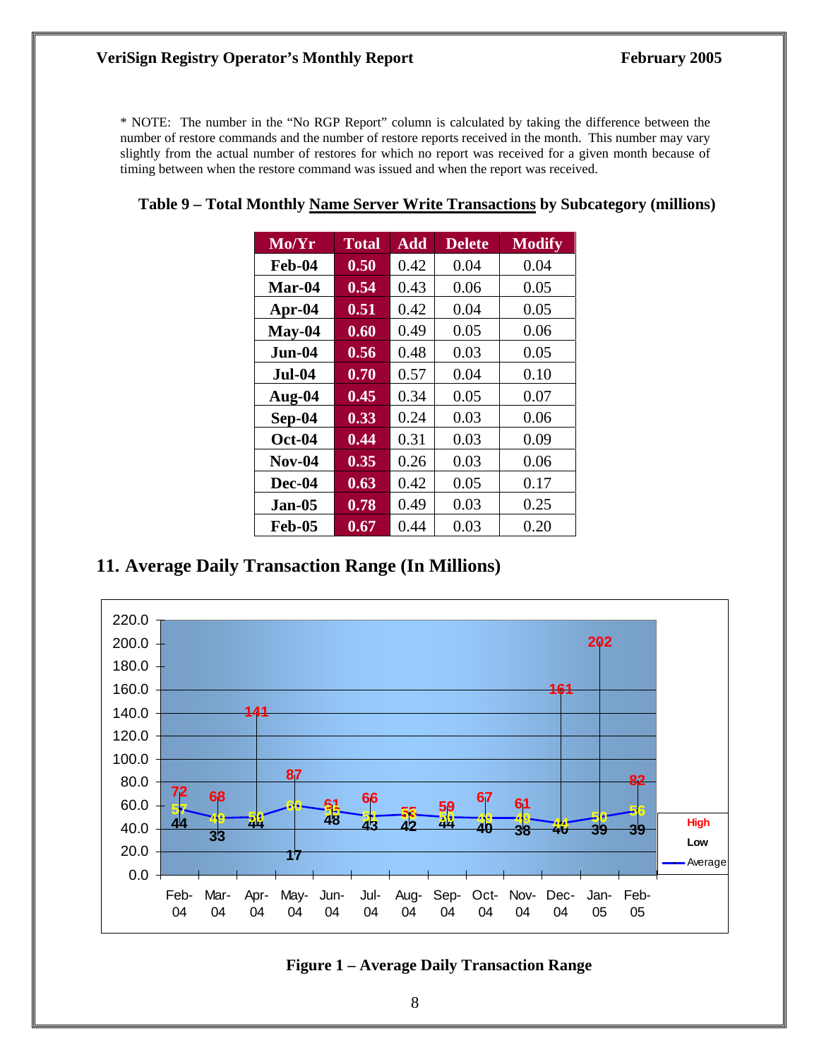* NOTE: The number in the "No RGP Report" column is calculated by taking the difference between the number of restore commands and the number of restore reports received in the month. This number may vary slightly from the actual number of restores for which no report was received for a given month because of timing between when the restore command was issued and when the report was received.

**Table 9 – Total Monthly Name Server Write Transactions by Subcategory (millions)**

| Mo/Yr | Total | Add | Delete | Modify |
|---|---|---|---|---|
| Feb-04 | 0.50 | 0.42 | 0.04 | 0.04 |
| Mar-04 | 0.54 | 0.43 | 0.06 | 0.05 |
| Apr-04 | 0.51 | 0.42 | 0.04 | 0.05 |
| May-04 | 0.60 | 0.49 | 0.05 | 0.06 |
| Jun-04 | 0.56 | 0.48 | 0.03 | 0.05 |
| Jul-04 | 0.70 | 0.57 | 0.04 | 0.10 |
| Aug-04 | 0.45 | 0.34 | 0.05 | 0.07 |
| Sep-04 | 0.33 | 0.24 | 0.03 | 0.06 |
| Oct-04 | 0.44 | 0.31 | 0.03 | 0.09 |
| Nov-04 | 0.35 | 0.26 | 0.03 | 0.06 |
| Dec-04 | 0.63 | 0.42 | 0.05 | 0.17 |
| Jan-05 | 0.78 | 0.49 | 0.03 | 0.25 |
| Feb-05 | 0.67 | 0.44 | 0.03 | 0.20 |

## 11. Average Daily Transaction Range (In Millions)

| Mo/Yr | High | Low | Average |
|---|---|---|---|
| Feb-04 | 72 | 44 | 57 |
| Mar-04 | 68 | 33 | 49 |
| Apr-04 | 141 | 44 | 50 |
| May-04 | 87 | 17 | 60 |
| Jun-04 | 61 | 48 | 55 |
| Jul-04 | 66 | 43 | 51 |
| Aug-04 | 55 | 42 | 53 |
| Sep-04 | 59 | 44 | 50 |
| Oct-04 | 67 | 40 | 49 |
| Nov-04 | 61 | 38 | 49 |
| Dec-04 | 161 | 40 | 44 |
| Jan-05 | 202 | 39 | 50 |
| Feb-05 | 82 | 39 | 56 |

**Figure 1 – Average Daily Transaction Range**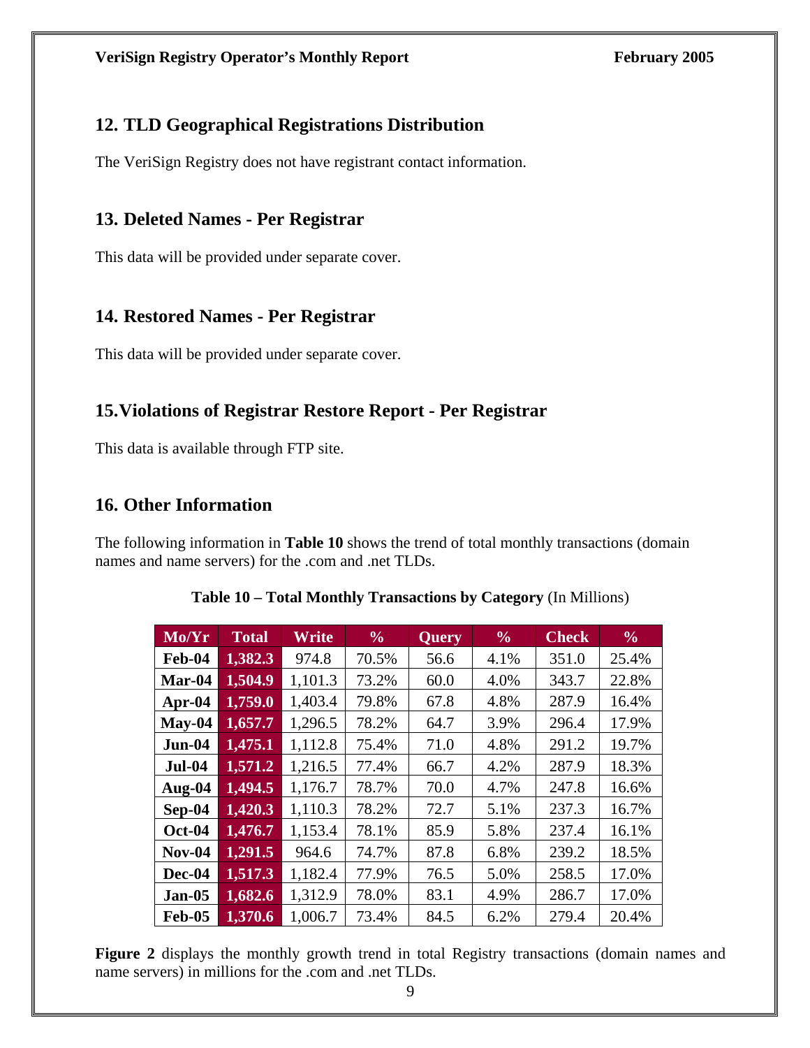## 12. TLD Geographical Registrations Distribution

The VeriSign Registry does not have registrant contact information.

## 13. Deleted Names - Per Registrar

This data will be provided under separate cover.

## 14. Restored Names - Per Registrar

This data will be provided under separate cover.

## 15. Violations of Registrar Restore Report - Per Registrar

This data is available through FTP site.

## 16. Other Information

The following information in **Table 10** shows the trend of total monthly transactions (domain names and name servers) for the .com and .net TLDs.

**Table 10 – Total Monthly Transactions by Category** (In Millions)

| Mo/Yr | Total | Write | % | Query | % | Check | % |
|---|---|---|---|---|---|---|---|
| **Feb-04** | **1,382.3** | 974.8 | 70.5% | 56.6 | 4.1% | 351.0 | 25.4% |
| **Mar-04** | **1,504.9** | 1,101.3 | 73.2% | 60.0 | 4.0% | 343.7 | 22.8% |
| **Apr-04** | **1,759.0** | 1,403.4 | 79.8% | 67.8 | 4.8% | 287.9 | 16.4% |
| **May-04** | **1,657.7** | 1,296.5 | 78.2% | 64.7 | 3.9% | 296.4 | 17.9% |
| **Jun-04** | **1,475.1** | 1,112.8 | 75.4% | 71.0 | 4.8% | 291.2 | 19.7% |
| **Jul-04** | **1,571.2** | 1,216.5 | 77.4% | 66.7 | 4.2% | 287.9 | 18.3% |
| **Aug-04** | **1,494.5** | 1,176.7 | 78.7% | 70.0 | 4.7% | 247.8 | 16.6% |
| **Sep-04** | **1,420.3** | 1,110.3 | 78.2% | 72.7 | 5.1% | 237.3 | 16.7% |
| **Oct-04** | **1,476.7** | 1,153.4 | 78.1% | 85.9 | 5.8% | 237.4 | 16.1% |
| **Nov-04** | **1,291.5** | 964.6 | 74.7% | 87.8 | 6.8% | 239.2 | 18.5% |
| **Dec-04** | **1,517.3** | 1,182.4 | 77.9% | 76.5 | 5.0% | 258.5 | 17.0% |
| **Jan-05** | **1,682.6** | 1,312.9 | 78.0% | 83.1 | 4.9% | 286.7 | 17.0% |
| **Feb-05** | **1,370.6** | 1,006.7 | 73.4% | 84.5 | 6.2% | 279.4 | 20.4% |

**Figure 2** displays the monthly growth trend in total Registry transactions (domain names and name servers) in millions for the .com and .net TLDs.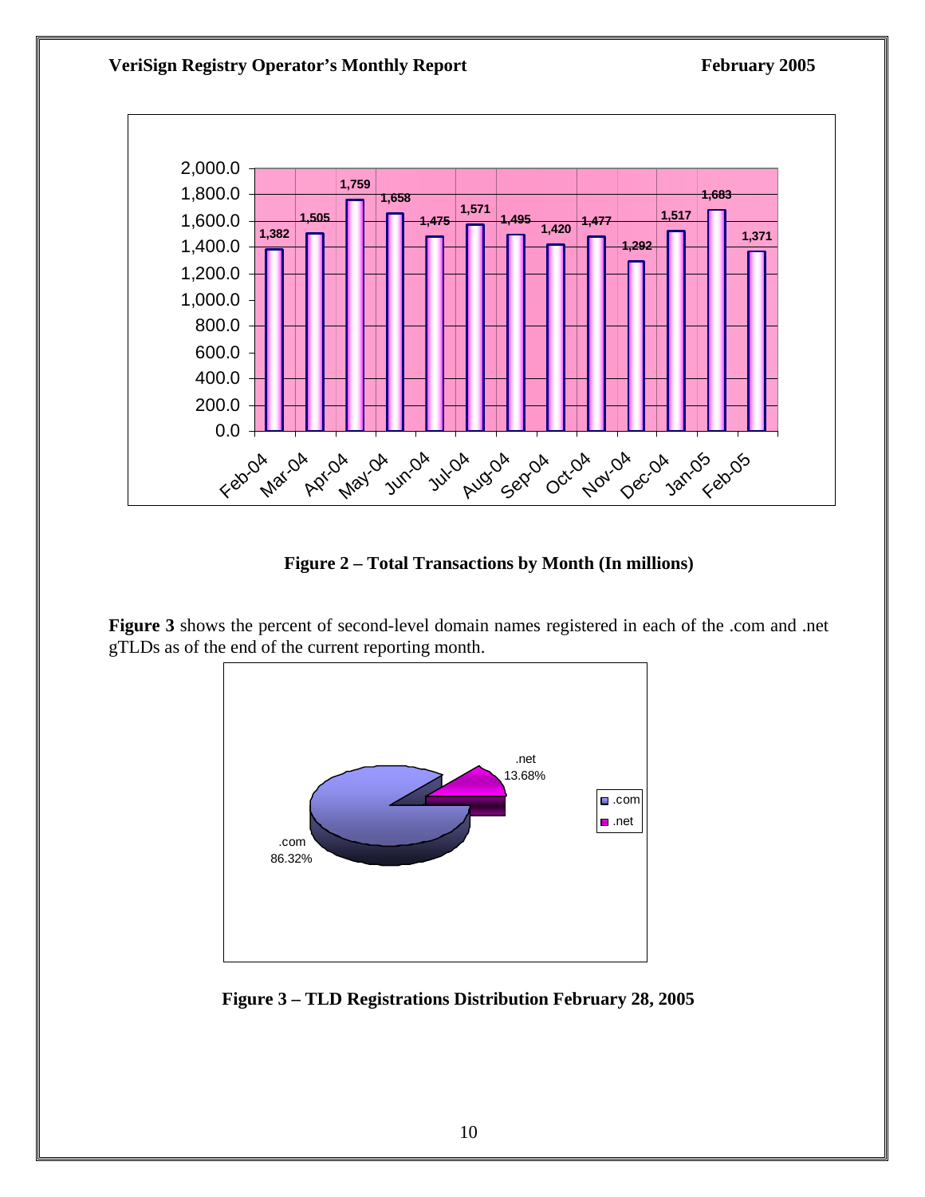| Month | Total Transactions (In millions) |
|---|---|
| Feb-04 | 1,382 |
| Mar-04 | 1,505 |
| Apr-04 | 1,759 |
| May-04 | 1,658 |
| Jun-04 | 1,475 |
| Jul-04 | 1,571 |
| Aug-04 | 1,495 |
| Sep-04 | 1,420 |
| Oct-04 | 1,477 |
| Nov-04 | 1,292 |
| Dec-04 | 1,517 |
| Jan-05 | 1,683 |
| Feb-05 | 1,371 |

**Figure 2 – Total Transactions by Month (In millions)**

**Figure 3** shows the percent of second-level domain names registered in each of the .com and .net gTLDs as of the end of the current reporting month.

| TLD | Percent |
|---|---|
| .com | 86.32% |
| .net | 13.68% |

**Figure 3 – TLD Registrations Distribution February 28, 2005**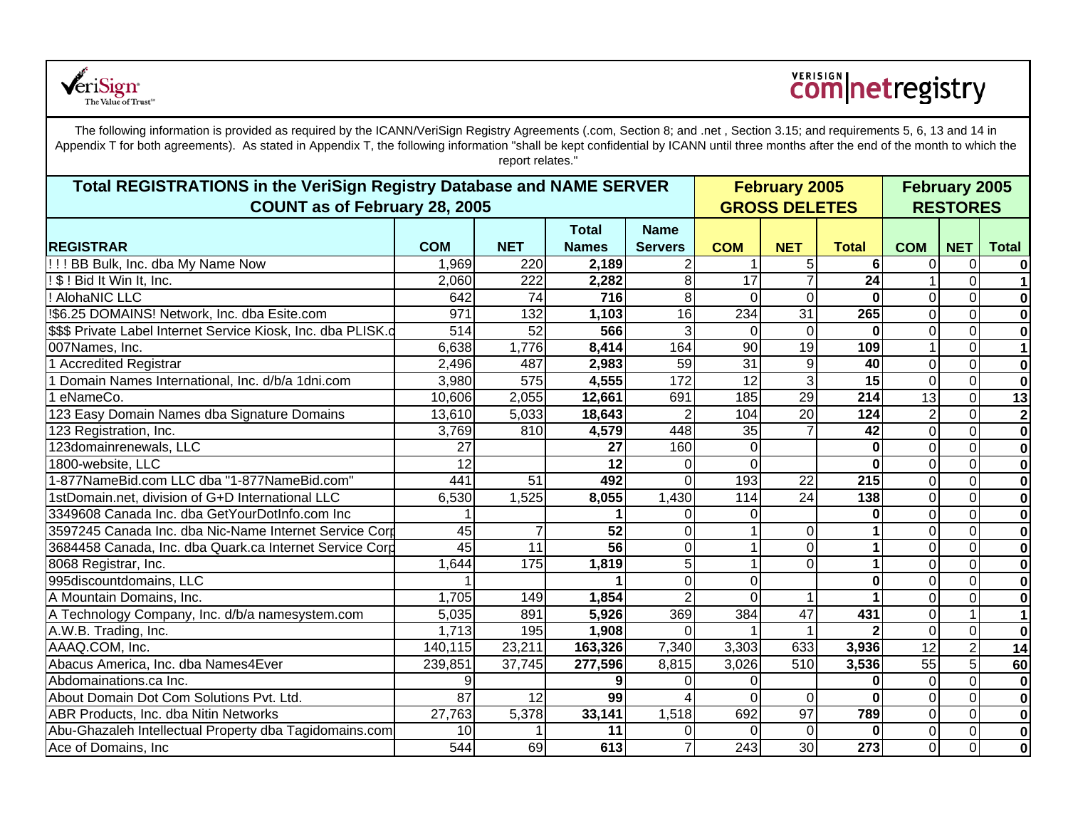VeriSign The Value of Trust

VERISIGN com|netregistry

The following information is provided as required by the ICANN/VeriSign Registry Agreements (.com, Section 8; and .net , Section 3.15; and requirements 5, 6, 13 and 14 in Appendix T for both agreements). As stated in Appendix T, the following information "shall be kept confidential by ICANN until three months after the end of the month to which the report relates."

| Total REGISTRATIONS in the VeriSign Registry Database and NAME SERVER COUNT as of February 28, 2005 | | | | | February 2005 GROSS DELETES | | | February 2005 RESTORES | | |
|---|---|---|---|---|---|---|---|---|---|---|
| REGISTRAR | COM | NET | Total Names | Name Servers | COM | NET | Total | COM | NET | Total |
| ! ! ! BB Bulk, Inc. dba My Name Now | 1,969 | 220 | **2,189** | 2 | 1 | 5 | **6** | 0 | 0 | **0** |
| ! $ ! Bid It Win It, Inc. | 2,060 | 222 | **2,282** | 8 | 17 | 7 | **24** | 1 | 0 | **1** |
| ! AlohaNIC LLC | 642 | 74 | **716** | 8 | 0 | 0 | **0** | 0 | 0 | **0** |
| !$6.25 DOMAINS! Network, Inc. dba Esite.com | 971 | 132 | **1,103** | 16 | 234 | 31 | **265** | 0 | 0 | **0** |
| $$$ Private Label Internet Service Kiosk, Inc. dba PLISK.c | 514 | 52 | **566** | 3 | 0 | 0 | **0** | 0 | 0 | **0** |
| 007Names, Inc. | 6,638 | 1,776 | **8,414** | 164 | 90 | 19 | **109** | 1 | 0 | **1** |
| 1 Accredited Registrar | 2,496 | 487 | **2,983** | 59 | 31 | 9 | **40** | 0 | 0 | **0** |
| 1 Domain Names International, Inc. d/b/a 1dni.com | 3,980 | 575 | **4,555** | 172 | 12 | 3 | **15** | 0 | 0 | **0** |
| 1 eNameCo. | 10,606 | 2,055 | **12,661** | 691 | 185 | 29 | **214** | 13 | 0 | **13** |
| 123 Easy Domain Names dba Signature Domains | 13,610 | 5,033 | **18,643** | 2 | 104 | 20 | **124** | 2 | 0 | **2** |
| 123 Registration, Inc. | 3,769 | 810 | **4,579** | 448 | 35 | 7 | **42** | 0 | 0 | **0** |
| 123domainrenewals, LLC | 27 | | **27** | 160 | 0 | | **0** | 0 | 0 | **0** |
| 1800-website, LLC | 12 | | **12** | 0 | 0 | | **0** | 0 | 0 | **0** |
| 1-877NameBid.com LLC dba "1-877NameBid.com" | 441 | 51 | **492** | 0 | 193 | 22 | **215** | 0 | 0 | **0** |
| 1stDomain.net, division of G+D International LLC | 6,530 | 1,525 | **8,055** | 1,430 | 114 | 24 | **138** | 0 | 0 | **0** |
| 3349608 Canada Inc. dba GetYourDotInfo.com Inc | 1 | | **1** | 0 | 0 | | **0** | 0 | 0 | **0** |
| 3597245 Canada Inc. dba Nic-Name Internet Service Corp | 45 | 7 | **52** | 0 | 1 | 0 | **1** | 0 | 0 | **0** |
| 3684458 Canada, Inc. dba Quark.ca Internet Service Corp | 45 | 11 | **56** | 0 | 1 | 0 | **1** | 0 | 0 | **0** |
| 8068 Registrar, Inc. | 1,644 | 175 | **1,819** | 5 | 1 | 0 | **1** | 0 | 0 | **0** |
| 995discountdomains, LLC | 1 | | **1** | 0 | 0 | | **0** | 0 | 0 | **0** |
| A Mountain Domains, Inc. | 1,705 | 149 | **1,854** | 2 | 0 | 1 | **1** | 0 | 0 | **0** |
| A Technology Company, Inc. d/b/a namesystem.com | 5,035 | 891 | **5,926** | 369 | 384 | 47 | **431** | 0 | 1 | **1** |
| A.W.B. Trading, Inc. | 1,713 | 195 | **1,908** | 0 | 1 | 1 | **2** | 0 | 0 | **0** |
| AAAQ.COM, Inc. | 140,115 | 23,211 | **163,326** | 7,340 | 3,303 | 633 | **3,936** | 12 | 2 | **14** |
| Abacus America, Inc. dba Names4Ever | 239,851 | 37,745 | **277,596** | 8,815 | 3,026 | 510 | **3,536** | 55 | 5 | **60** |
| Abdomainations.ca Inc. | 9 | | **9** | 0 | 0 | | **0** | 0 | 0 | **0** |
| About Domain Dot Com Solutions Pvt. Ltd. | 87 | 12 | **99** | 4 | 0 | 0 | **0** | 0 | 0 | **0** |
| ABR Products, Inc. dba Nitin Networks | 27,763 | 5,378 | **33,141** | 1,518 | 692 | 97 | **789** | 0 | 0 | **0** |
| Abu-Ghazaleh Intellectual Property dba Tagidomains.com | 10 | 1 | **11** | 0 | 0 | 0 | **0** | 0 | 0 | **0** |
| Ace of Domains, Inc | 544 | 69 | **613** | 7 | 243 | 30 | **273** | 0 | 0 | **0** |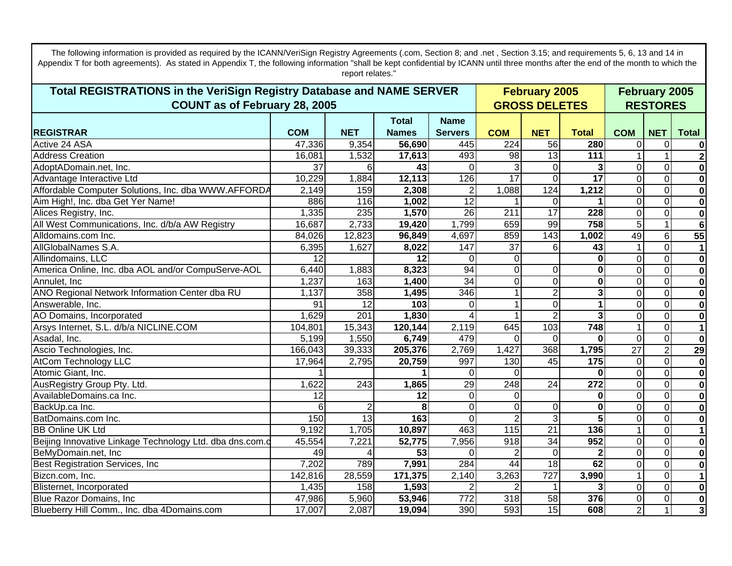The following information is provided as required by the ICANN/VeriSign Registry Agreements (.com, Section 8; and .net , Section 3.15; and requirements 5, 6, 13 and 14 in Appendix T for both agreements). As stated in Appendix T, the following information "shall be kept confidential by ICANN until three months after the end of the month to which the report relates."

| Total REGISTRATIONS in the VeriSign Registry Database and NAME SERVER COUNT as of February 28, 2005 | | | | | February 2005 GROSS DELETES | | | February 2005 RESTORES | | |
|---|---|---|---|---|---|---|---|---|---|---|
| **REGISTRAR** | **COM** | **NET** | **Total Names** | **Name Servers** | **COM** | **NET** | **Total** | **COM** | **NET** | **Total** |
| Active 24 ASA | 47,336 | 9,354 | **56,690** | 445 | 224 | 56 | **280** | 0 | 0 | **0** |
| Address Creation | 16,081 | 1,532 | **17,613** | 493 | 98 | 13 | **111** | 1 | 1 | **2** |
| AdoptADomain.net, Inc. | 37 | 6 | **43** | 0 | 3 | 0 | **3** | 0 | 0 | **0** |
| Advantage Interactive Ltd | 10,229 | 1,884 | **12,113** | 126 | 17 | 0 | **17** | 0 | 0 | **0** |
| Affordable Computer Solutions, Inc. dba WWW.AFFORDA | 2,149 | 159 | **2,308** | 2 | 1,088 | 124 | **1,212** | 0 | 0 | **0** |
| Aim High!, Inc. dba Get Yer Name! | 886 | 116 | **1,002** | 12 | 1 | 0 | **1** | 0 | 0 | **0** |
| Alices Registry, Inc. | 1,335 | 235 | **1,570** | 26 | 211 | 17 | **228** | 0 | 0 | **0** |
| All West Communications, Inc. d/b/a AW Registry | 16,687 | 2,733 | **19,420** | 1,799 | 659 | 99 | **758** | 5 | 1 | **6** |
| Alldomains.com Inc. | 84,026 | 12,823 | **96,849** | 4,697 | 859 | 143 | **1,002** | 49 | 6 | **55** |
| AllGlobalNames S.A. | 6,395 | 1,627 | **8,022** | 147 | 37 | 6 | **43** | 1 | 0 | **1** |
| Allindomains, LLC | 12 | | **12** | 0 | 0 | | **0** | 0 | 0 | **0** |
| America Online, Inc. dba AOL and/or CompuServe-AOL | 6,440 | 1,883 | **8,323** | 94 | 0 | 0 | **0** | 0 | 0 | **0** |
| Annulet, Inc | 1,237 | 163 | **1,400** | 34 | 0 | 0 | **0** | 0 | 0 | **0** |
| ANO Regional Network Information Center dba RU | 1,137 | 358 | **1,495** | 346 | 1 | 2 | **3** | 0 | 0 | **0** |
| Answerable, Inc. | 91 | 12 | **103** | 0 | 1 | 0 | **1** | 0 | 0 | **0** |
| AO Domains, Incorporated | 1,629 | 201 | **1,830** | 4 | 1 | 2 | **3** | 0 | 0 | **0** |
| Arsys Internet, S.L. d/b/a NICLINE.COM | 104,801 | 15,343 | **120,144** | 2,119 | 645 | 103 | **748** | 1 | 0 | **1** |
| Asadal, Inc. | 5,199 | 1,550 | **6,749** | 479 | 0 | 0 | **0** | 0 | 0 | **0** |
| Ascio Technologies, Inc. | 166,043 | 39,333 | **205,376** | 2,769 | 1,427 | 368 | **1,795** | 27 | 2 | **29** |
| AtCom Technology LLC | 17,964 | 2,795 | **20,759** | 997 | 130 | 45 | **175** | 0 | 0 | **0** |
| Atomic Giant, Inc. | 1 | | **1** | 0 | 0 | | **0** | 0 | 0 | **0** |
| AusRegistry Group Pty. Ltd. | 1,622 | 243 | **1,865** | 29 | 248 | 24 | **272** | 0 | 0 | **0** |
| AvailableDomains.ca Inc. | 12 | | **12** | 0 | 0 | | **0** | 0 | 0 | **0** |
| BackUp.ca Inc. | 6 | 2 | **8** | 0 | 0 | 0 | **0** | 0 | 0 | **0** |
| BatDomains.com Inc. | 150 | 13 | **163** | 0 | 2 | 3 | **5** | 0 | 0 | **0** |
| BB Online UK Ltd | 9,192 | 1,705 | **10,897** | 463 | 115 | 21 | **136** | 1 | 0 | **1** |
| Beijing Innovative Linkage Technology Ltd. dba dns.com.c | 45,554 | 7,221 | **52,775** | 7,956 | 918 | 34 | **952** | 0 | 0 | **0** |
| BeMyDomain.net, Inc | 49 | 4 | **53** | 0 | 2 | 0 | **2** | 0 | 0 | **0** |
| Best Registration Services, Inc | 7,202 | 789 | **7,991** | 284 | 44 | 18 | **62** | 0 | 0 | **0** |
| Bizcn.com, Inc. | 142,816 | 28,559 | **171,375** | 2,140 | 3,263 | 727 | **3,990** | 1 | 0 | **1** |
| Blisternet, Incorporated | 1,435 | 158 | **1,593** | 2 | 2 | 1 | **3** | 0 | 0 | **0** |
| Blue Razor Domains, Inc | 47,986 | 5,960 | **53,946** | 772 | 318 | 58 | **376** | 0 | 0 | **0** |
| Blueberry Hill Comm., Inc. dba 4Domains.com | 17,007 | 2,087 | **19,094** | 390 | 593 | 15 | **608** | 2 | 1 | **3** |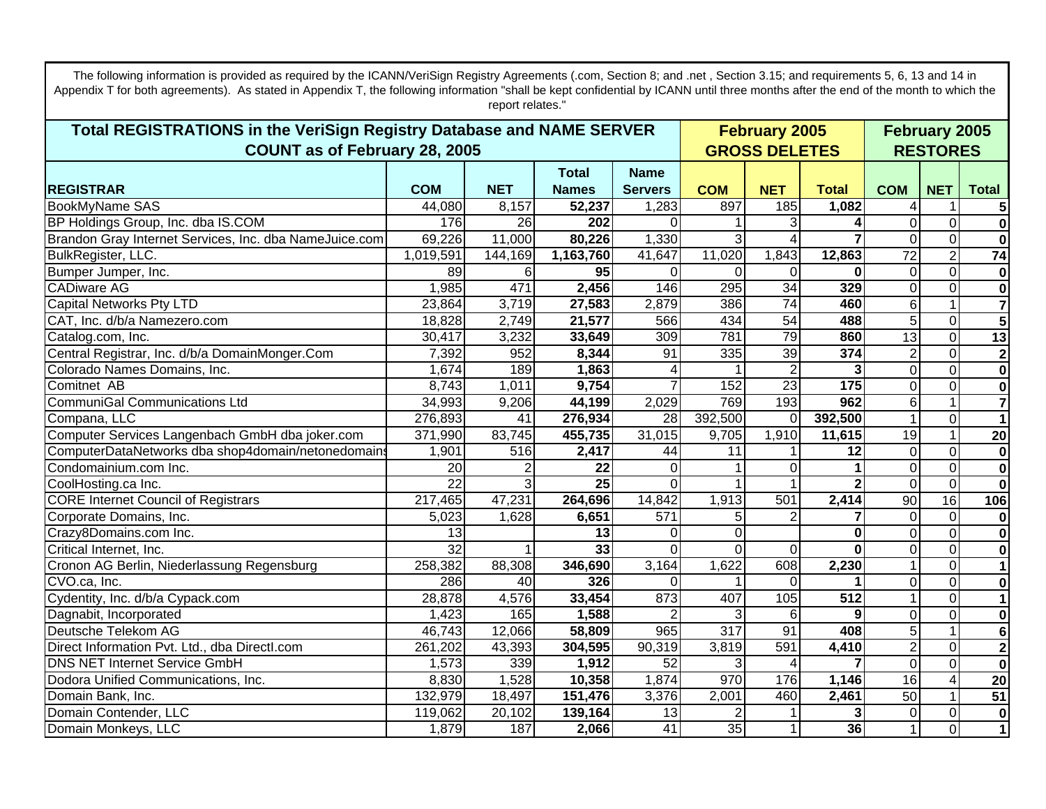The following information is provided as required by the ICANN/VeriSign Registry Agreements (.com, Section 8; and .net , Section 3.15; and requirements 5, 6, 13 and 14 in Appendix T for both agreements). As stated in Appendix T, the following information "shall be kept confidential by ICANN until three months after the end of the month to which the report relates."

| Total REGISTRATIONS in the VeriSign Registry Database and NAME SERVER COUNT as of February 28, 2005 | | | | | February 2005 GROSS DELETES | | | February 2005 RESTORES | | |
|---|---|---|---|---|---|---|---|---|---|---|
| **REGISTRAR** | **COM** | **NET** | **Total Names** | **Name Servers** | **COM** | **NET** | **Total** | **COM** | **NET** | **Total** |
| BookMyName SAS | 44,080 | 8,157 | **52,237** | 1,283 | 897 | 185 | **1,082** | 4 | 1 | **5** |
| BP Holdings Group, Inc. dba IS.COM | 176 | 26 | **202** | 0 | 1 | 3 | **4** | 0 | 0 | **0** |
| Brandon Gray Internet Services, Inc. dba NameJuice.com | 69,226 | 11,000 | **80,226** | 1,330 | 3 | 4 | **7** | 0 | 0 | **0** |
| BulkRegister, LLC. | 1,019,591 | 144,169 | **1,163,760** | 41,647 | 11,020 | 1,843 | **12,863** | 72 | 2 | **74** |
| Bumper Jumper, Inc. | 89 | 6 | **95** | 0 | 0 | 0 | **0** | 0 | 0 | **0** |
| CADiware AG | 1,985 | 471 | **2,456** | 146 | 295 | 34 | **329** | 0 | 0 | **0** |
| Capital Networks Pty LTD | 23,864 | 3,719 | **27,583** | 2,879 | 386 | 74 | **460** | 6 | 1 | **7** |
| CAT, Inc. d/b/a Namezero.com | 18,828 | 2,749 | **21,577** | 566 | 434 | 54 | **488** | 5 | 0 | **5** |
| Catalog.com, Inc. | 30,417 | 3,232 | **33,649** | 309 | 781 | 79 | **860** | 13 | 0 | **13** |
| Central Registrar, Inc. d/b/a DomainMonger.Com | 7,392 | 952 | **8,344** | 91 | 335 | 39 | **374** | 2 | 0 | **2** |
| Colorado Names Domains, Inc. | 1,674 | 189 | **1,863** | 4 | 1 | 2 | **3** | 0 | 0 | **0** |
| Comitnet AB | 8,743 | 1,011 | **9,754** | 7 | 152 | 23 | **175** | 0 | 0 | **0** |
| CommuniGal Communications Ltd | 34,993 | 9,206 | **44,199** | 2,029 | 769 | 193 | **962** | 6 | 1 | **7** |
| Compana, LLC | 276,893 | 41 | **276,934** | 28 | 392,500 | 0 | **392,500** | 1 | 0 | **1** |
| Computer Services Langenbach GmbH dba joker.com | 371,990 | 83,745 | **455,735** | 31,015 | 9,705 | 1,910 | **11,615** | 19 | 1 | **20** |
| ComputerDataNetworks dba shop4domain/netonedomains | 1,901 | 516 | **2,417** | 44 | 11 | 1 | **12** | 0 | 0 | **0** |
| Condomainium.com Inc. | 20 | 2 | **22** | 0 | 1 | 0 | **1** | 0 | 0 | **0** |
| CoolHosting.ca Inc. | 22 | 3 | **25** | 0 | 1 | 1 | **2** | 0 | 0 | **0** |
| CORE Internet Council of Registrars | 217,465 | 47,231 | **264,696** | 14,842 | 1,913 | 501 | **2,414** | 90 | 16 | **106** |
| Corporate Domains, Inc. | 5,023 | 1,628 | **6,651** | 571 | 5 | 2 | **7** | 0 | 0 | **0** |
| Crazy8Domains.com Inc. | 13 | | **13** | 0 | 0 | | **0** | 0 | 0 | **0** |
| Critical Internet, Inc. | 32 | 1 | **33** | 0 | 0 | 0 | **0** | 0 | 0 | **0** |
| Cronon AG Berlin, Niederlassung Regensburg | 258,382 | 88,308 | **346,690** | 3,164 | 1,622 | 608 | **2,230** | 1 | 0 | **1** |
| CVO.ca, Inc. | 286 | 40 | **326** | 0 | 1 | 0 | **1** | 0 | 0 | **0** |
| Cydentity, Inc. d/b/a Cypack.com | 28,878 | 4,576 | **33,454** | 873 | 407 | 105 | **512** | 1 | 0 | **1** |
| Dagnabit, Incorporated | 1,423 | 165 | **1,588** | 2 | 3 | 6 | **9** | 0 | 0 | **0** |
| Deutsche Telekom AG | 46,743 | 12,066 | **58,809** | 965 | 317 | 91 | **408** | 5 | 1 | **6** |
| Direct Information Pvt. Ltd., dba DirectI.com | 261,202 | 43,393 | **304,595** | 90,319 | 3,819 | 591 | **4,410** | 2 | 0 | **2** |
| DNS NET Internet Service GmbH | 1,573 | 339 | **1,912** | 52 | 3 | 4 | **7** | 0 | 0 | **0** |
| Dodora Unified Communications, Inc. | 8,830 | 1,528 | **10,358** | 1,874 | 970 | 176 | **1,146** | 16 | 4 | **20** |
| Domain Bank, Inc. | 132,979 | 18,497 | **151,476** | 3,376 | 2,001 | 460 | **2,461** | 50 | 1 | **51** |
| Domain Contender, LLC | 119,062 | 20,102 | **139,164** | 13 | 2 | 1 | **3** | 0 | 0 | **0** |
| Domain Monkeys, LLC | 1,879 | 187 | **2,066** | 41 | 35 | 1 | **36** | 1 | 0 | **1** |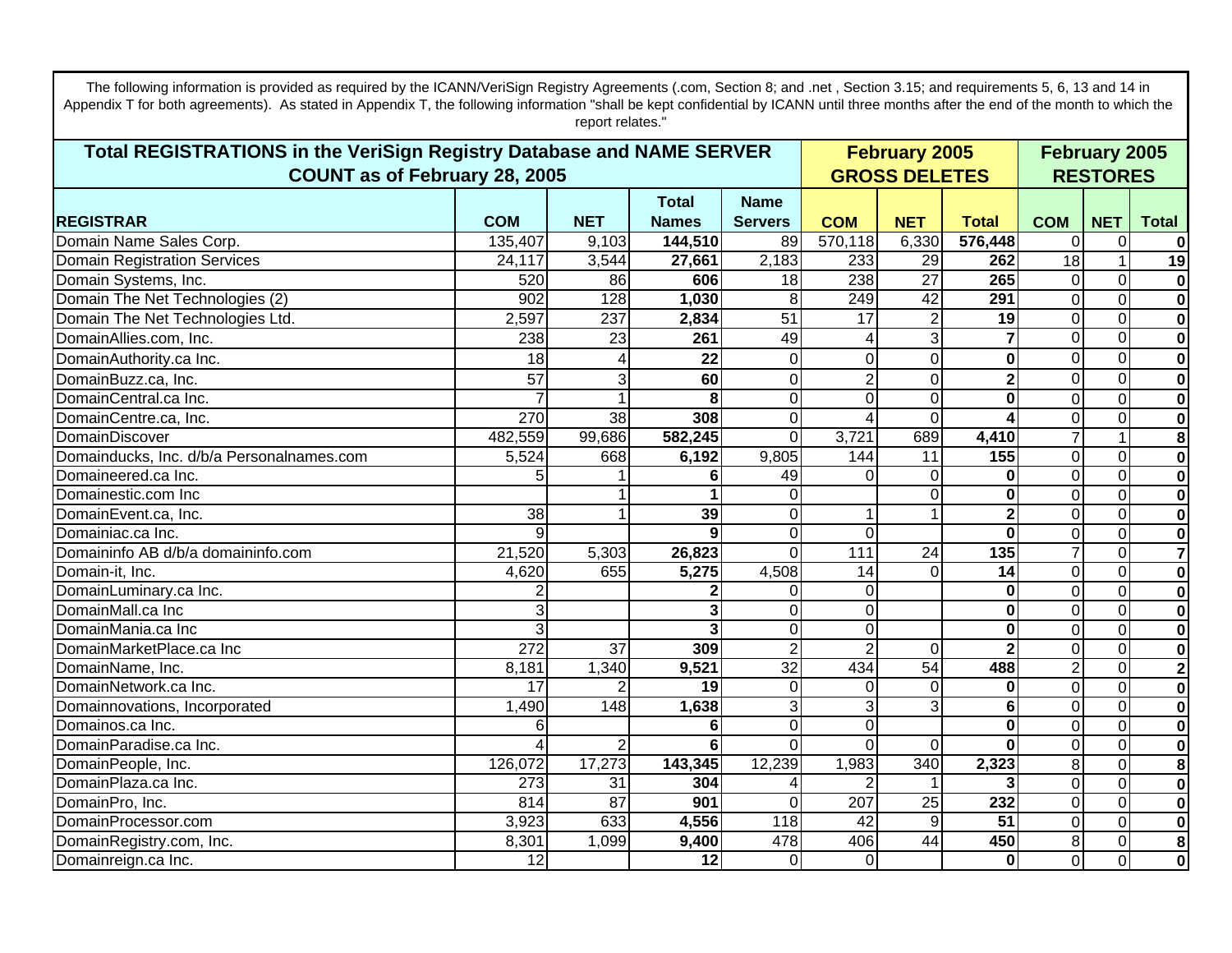The following information is provided as required by the ICANN/VeriSign Registry Agreements (.com, Section 8; and .net , Section 3.15; and requirements 5, 6, 13 and 14 in Appendix T for both agreements). As stated in Appendix T, the following information "shall be kept confidential by ICANN until three months after the end of the month to which the report relates."

| Total REGISTRATIONS in the VeriSign Registry Database and NAME SERVER COUNT as of February 28, 2005 | | | | | February 2005 GROSS DELETES | | | February 2005 RESTORES | | |
|---|---|---|---|---|---|---|---|---|---|---|
| **REGISTRAR** | **COM** | **NET** | **Total Names** | **Name Servers** | **COM** | **NET** | **Total** | **COM** | **NET** | **Total** |
| Domain Name Sales Corp. | 135,407 | 9,103 | **144,510** | 89 | 570,118 | 6,330 | **576,448** | 0 | 0 | **0** |
| Domain Registration Services | 24,117 | 3,544 | **27,661** | 2,183 | 233 | 29 | **262** | 18 | 1 | **19** |
| Domain Systems, Inc. | 520 | 86 | **606** | 18 | 238 | 27 | **265** | 0 | 0 | **0** |
| Domain The Net Technologies (2) | 902 | 128 | **1,030** | 8 | 249 | 42 | **291** | 0 | 0 | **0** |
| Domain The Net Technologies Ltd. | 2,597 | 237 | **2,834** | 51 | 17 | 2 | **19** | 0 | 0 | **0** |
| DomainAllies.com, Inc. | 238 | 23 | **261** | 49 | 4 | 3 | **7** | 0 | 0 | **0** |
| DomainAuthority.ca Inc. | 18 | 4 | **22** | 0 | 0 | 0 | **0** | 0 | 0 | **0** |
| DomainBuzz.ca, Inc. | 57 | 3 | **60** | 0 | 2 | 0 | **2** | 0 | 0 | **0** |
| DomainCentral.ca Inc. | 7 | 1 | **8** | 0 | 0 | 0 | **0** | 0 | 0 | **0** |
| DomainCentre.ca, Inc. | 270 | 38 | **308** | 0 | 4 | 0 | **4** | 0 | 0 | **0** |
| DomainDiscover | 482,559 | 99,686 | **582,245** | 0 | 3,721 | 689 | **4,410** | 7 | 1 | **8** |
| Domainducks, Inc. d/b/a Personalnames.com | 5,524 | 668 | **6,192** | 9,805 | 144 | 11 | **155** | 0 | 0 | **0** |
| Domaineered.ca Inc. | 5 | 1 | **6** | 49 | 0 | 0 | **0** | 0 | 0 | **0** |
| Domainestic.com Inc | | 1 | **1** | 0 | | 0 | **0** | 0 | 0 | **0** |
| DomainEvent.ca, Inc. | 38 | 1 | **39** | 0 | 1 | 1 | **2** | 0 | 0 | **0** |
| Domainiac.ca Inc. | 9 | | **9** | 0 | 0 | | **0** | 0 | 0 | **0** |
| Domaininfo AB d/b/a domaininfo.com | 21,520 | 5,303 | **26,823** | 0 | 111 | 24 | **135** | 7 | 0 | **7** |
| Domain-it, Inc. | 4,620 | 655 | **5,275** | 4,508 | 14 | 0 | **14** | 0 | 0 | **0** |
| DomainLuminary.ca Inc. | 2 | | **2** | 0 | 0 | | **0** | 0 | 0 | **0** |
| DomainMall.ca Inc | 3 | | **3** | 0 | 0 | | **0** | 0 | 0 | **0** |
| DomainMania.ca Inc | 3 | | **3** | 0 | 0 | | **0** | 0 | 0 | **0** |
| DomainMarketPlace.ca Inc | 272 | 37 | **309** | 2 | 2 | 0 | **2** | 0 | 0 | **0** |
| DomainName, Inc. | 8,181 | 1,340 | **9,521** | 32 | 434 | 54 | **488** | 2 | 0 | **2** |
| DomainNetwork.ca Inc. | 17 | 2 | **19** | 0 | 0 | 0 | **0** | 0 | 0 | **0** |
| Domainnovations, Incorporated | 1,490 | 148 | **1,638** | 3 | 3 | 3 | **6** | 0 | 0 | **0** |
| Domainos.ca Inc. | 6 | | **6** | 0 | 0 | | **0** | 0 | 0 | **0** |
| DomainParadise.ca Inc. | 4 | 2 | **6** | 0 | 0 | 0 | **0** | 0 | 0 | **0** |
| DomainPeople, Inc. | 126,072 | 17,273 | **143,345** | 12,239 | 1,983 | 340 | **2,323** | 8 | 0 | **8** |
| DomainPlaza.ca Inc. | 273 | 31 | **304** | 4 | 2 | 1 | **3** | 0 | 0 | **0** |
| DomainPro, Inc. | 814 | 87 | **901** | 0 | 207 | 25 | **232** | 0 | 0 | **0** |
| DomainProcessor.com | 3,923 | 633 | **4,556** | 118 | 42 | 9 | **51** | 0 | 0 | **0** |
| DomainRegistry.com, Inc. | 8,301 | 1,099 | **9,400** | 478 | 406 | 44 | **450** | 8 | 0 | **8** |
| Domainreign.ca Inc. | 12 | | **12** | 0 | 0 | | **0** | 0 | 0 | **0** |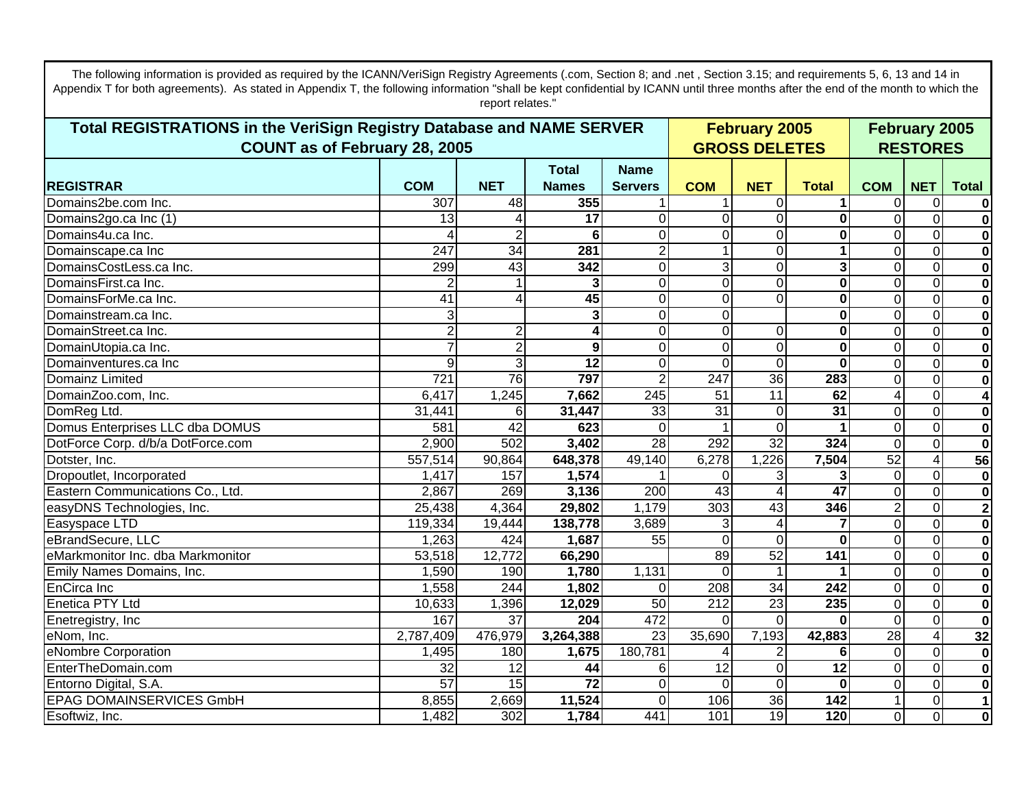The following information is provided as required by the ICANN/VeriSign Registry Agreements (.com, Section 8; and .net , Section 3.15; and requirements 5, 6, 13 and 14 in Appendix T for both agreements). As stated in Appendix T, the following information "shall be kept confidential by ICANN until three months after the end of the month to which the report relates."

| Total REGISTRATIONS in the VeriSign Registry Database and NAME SERVER COUNT as of February 28, 2005 | | | | | February 2005 GROSS DELETES | | | February 2005 RESTORES | | |
|---|---|---|---|---|---|---|---|---|---|---|
| **REGISTRAR** | **COM** | **NET** | **Total Names** | **Name Servers** | **COM** | **NET** | **Total** | **COM** | **NET** | **Total** |
| Domains2be.com Inc. | 307 | 48 | **355** | 1 | 1 | 0 | **1** | 0 | 0 | **0** |
| Domains2go.ca Inc (1) | 13 | 4 | **17** | 0 | 0 | 0 | **0** | 0 | 0 | **0** |
| Domains4u.ca Inc. | 4 | 2 | **6** | 0 | 0 | 0 | **0** | 0 | 0 | **0** |
| Domainscape.ca Inc | 247 | 34 | **281** | 2 | 1 | 0 | **1** | 0 | 0 | **0** |
| DomainsCostLess.ca Inc. | 299 | 43 | **342** | 0 | 3 | 0 | **3** | 0 | 0 | **0** |
| DomainsFirst.ca Inc. | 2 | 1 | **3** | 0 | 0 | 0 | **0** | 0 | 0 | **0** |
| DomainsForMe.ca Inc. | 41 | 4 | **45** | 0 | 0 | 0 | **0** | 0 | 0 | **0** |
| Domainstream.ca Inc. | 3 | | **3** | 0 | 0 | | **0** | 0 | 0 | **0** |
| DomainStreet.ca Inc. | 2 | 2 | **4** | 0 | 0 | 0 | **0** | 0 | 0 | **0** |
| DomainUtopia.ca Inc. | 7 | 2 | **9** | 0 | 0 | 0 | **0** | 0 | 0 | **0** |
| Domainventures.ca Inc | 9 | 3 | **12** | 0 | 0 | 0 | **0** | 0 | 0 | **0** |
| Domainz Limited | 721 | 76 | **797** | 2 | 247 | 36 | **283** | 0 | 0 | **0** |
| DomainZoo.com, Inc. | 6,417 | 1,245 | **7,662** | 245 | 51 | 11 | **62** | 4 | 0 | **4** |
| DomReg Ltd. | 31,441 | 6 | **31,447** | 33 | 31 | 0 | **31** | 0 | 0 | **0** |
| Domus Enterprises LLC dba DOMUS | 581 | 42 | **623** | 0 | 1 | 0 | **1** | 0 | 0 | **0** |
| DotForce Corp. d/b/a DotForce.com | 2,900 | 502 | **3,402** | 28 | 292 | 32 | **324** | 0 | 0 | **0** |
| Dotster, Inc. | 557,514 | 90,864 | **648,378** | 49,140 | 6,278 | 1,226 | **7,504** | 52 | 4 | **56** |
| Dropoutlet, Incorporated | 1,417 | 157 | **1,574** | 1 | 0 | 3 | **3** | 0 | 0 | **0** |
| Eastern Communications Co., Ltd. | 2,867 | 269 | **3,136** | 200 | 43 | 4 | **47** | 0 | 0 | **0** |
| easyDNS Technologies, Inc. | 25,438 | 4,364 | **29,802** | 1,179 | 303 | 43 | **346** | 2 | 0 | **2** |
| Easyspace LTD | 119,334 | 19,444 | **138,778** | 3,689 | 3 | 4 | **7** | 0 | 0 | **0** |
| eBrandSecure, LLC | 1,263 | 424 | **1,687** | 55 | 0 | 0 | **0** | 0 | 0 | **0** |
| eMarkmonitor Inc. dba Markmonitor | 53,518 | 12,772 | **66,290** | | 89 | 52 | **141** | 0 | 0 | **0** |
| Emily Names Domains, Inc. | 1,590 | 190 | **1,780** | 1,131 | 0 | 1 | **1** | 0 | 0 | **0** |
| EnCirca Inc | 1,558 | 244 | **1,802** | 0 | 208 | 34 | **242** | 0 | 0 | **0** |
| Enetica PTY Ltd | 10,633 | 1,396 | **12,029** | 50 | 212 | 23 | **235** | 0 | 0 | **0** |
| Enetregistry, Inc | 167 | 37 | **204** | 472 | 0 | 0 | **0** | 0 | 0 | **0** |
| eNom, Inc. | 2,787,409 | 476,979 | **3,264,388** | 23 | 35,690 | 7,193 | **42,883** | 28 | 4 | **32** |
| eNombre Corporation | 1,495 | 180 | **1,675** | 180,781 | 4 | 2 | **6** | 0 | 0 | **0** |
| EnterTheDomain.com | 32 | 12 | **44** | 6 | 12 | 0 | **12** | 0 | 0 | **0** |
| Entorno Digital, S.A. | 57 | 15 | **72** | 0 | 0 | 0 | **0** | 0 | 0 | **0** |
| EPAG DOMAINSERVICES GmbH | 8,855 | 2,669 | **11,524** | 0 | 106 | 36 | **142** | 1 | 0 | **1** |
| Esoftwiz, Inc. | 1,482 | 302 | **1,784** | 441 | 101 | 19 | **120** | 0 | 0 | **0** |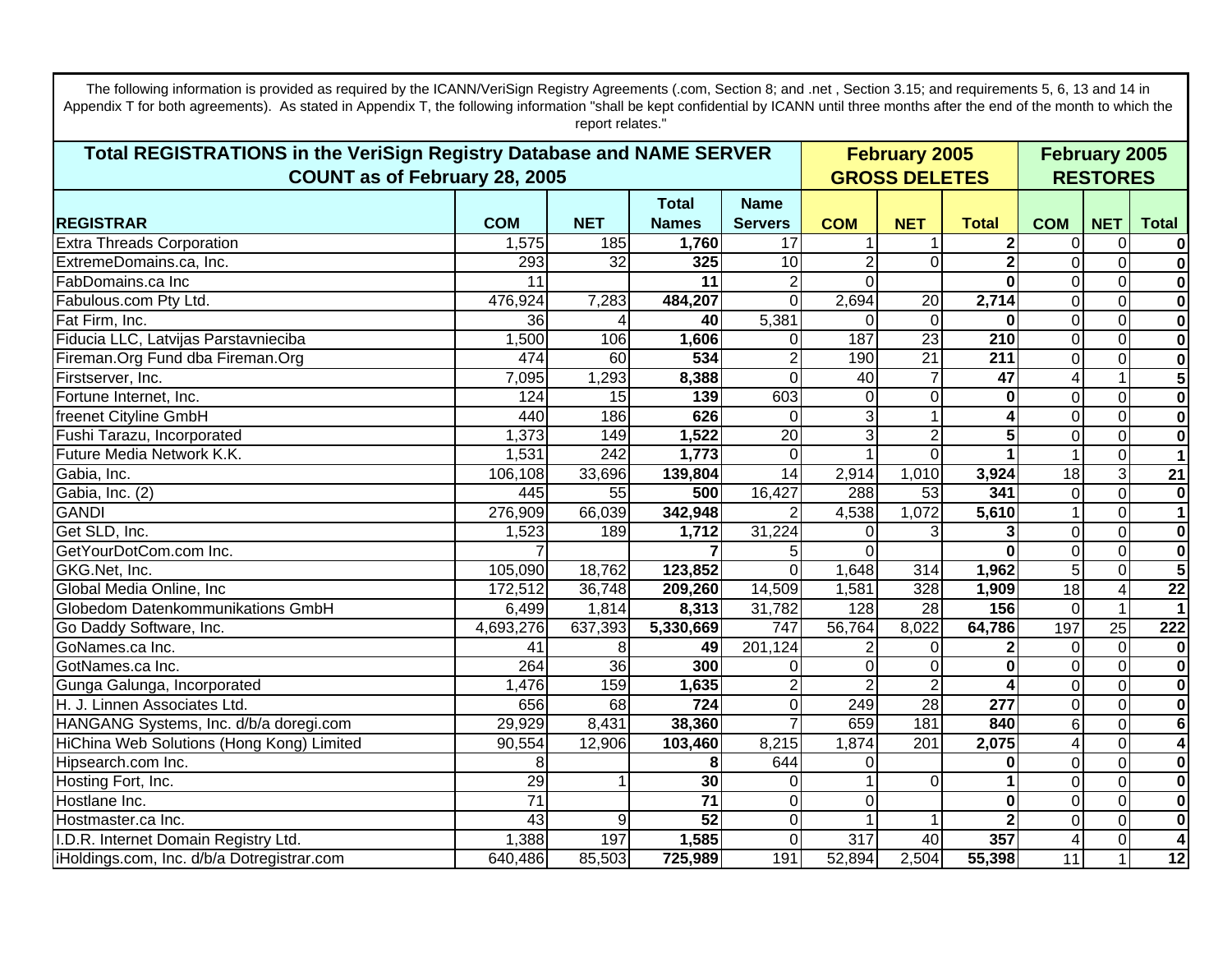The following information is provided as required by the ICANN/VeriSign Registry Agreements (.com, Section 8; and .net , Section 3.15; and requirements 5, 6, 13 and 14 in Appendix T for both agreements). As stated in Appendix T, the following information "shall be kept confidential by ICANN until three months after the end of the month to which the report relates."

| Total REGISTRATIONS in the VeriSign Registry Database and NAME SERVER COUNT as of February 28, 2005 | | | | | February 2005 GROSS DELETES | | | February 2005 RESTORES | | |
|---|---|---|---|---|---|---|---|---|---|---|
| **REGISTRAR** | **COM** | **NET** | **Total Names** | **Name Servers** | **COM** | **NET** | **Total** | **COM** | **NET** | **Total** |
| Extra Threads Corporation | 1,575 | 185 | **1,760** | 17 | 1 | 1 | **2** | 0 | 0 | **0** |
| ExtremeDomains.ca, Inc. | 293 | 32 | **325** | 10 | 2 | 0 | **2** | 0 | 0 | **0** |
| FabDomains.ca Inc | 11 | | **11** | 2 | 0 | | **0** | 0 | 0 | **0** |
| Fabulous.com Pty Ltd. | 476,924 | 7,283 | **484,207** | 0 | 2,694 | 20 | **2,714** | 0 | 0 | **0** |
| Fat Firm, Inc. | 36 | 4 | **40** | 5,381 | 0 | 0 | **0** | 0 | 0 | **0** |
| Fiducia LLC, Latvijas Parstavnieciba | 1,500 | 106 | **1,606** | 0 | 187 | 23 | **210** | 0 | 0 | **0** |
| Fireman.Org Fund dba Fireman.Org | 474 | 60 | **534** | 2 | 190 | 21 | **211** | 0 | 0 | **0** |
| Firstserver, Inc. | 7,095 | 1,293 | **8,388** | 0 | 40 | 7 | **47** | 4 | 1 | **5** |
| Fortune Internet, Inc. | 124 | 15 | **139** | 603 | 0 | 0 | **0** | 0 | 0 | **0** |
| freenet Cityline GmbH | 440 | 186 | **626** | 0 | 3 | 1 | **4** | 0 | 0 | **0** |
| Fushi Tarazu, Incorporated | 1,373 | 149 | **1,522** | 20 | 3 | 2 | **5** | 0 | 0 | **0** |
| Future Media Network K.K. | 1,531 | 242 | **1,773** | 0 | 1 | 0 | **1** | 1 | 0 | **1** |
| Gabia, Inc. | 106,108 | 33,696 | **139,804** | 14 | 2,914 | 1,010 | **3,924** | 18 | 3 | **21** |
| Gabia, Inc. (2) | 445 | 55 | **500** | 16,427 | 288 | 53 | **341** | 0 | 0 | **0** |
| GANDI | 276,909 | 66,039 | **342,948** | 2 | 4,538 | 1,072 | **5,610** | 1 | 0 | **1** |
| Get SLD, Inc. | 1,523 | 189 | **1,712** | 31,224 | 0 | 3 | **3** | 0 | 0 | **0** |
| GetYourDotCom.com Inc. | 7 | | **7** | 5 | 0 | | **0** | 0 | 0 | **0** |
| GKG.Net, Inc. | 105,090 | 18,762 | **123,852** | 0 | 1,648 | 314 | **1,962** | 5 | 0 | **5** |
| Global Media Online, Inc | 172,512 | 36,748 | **209,260** | 14,509 | 1,581 | 328 | **1,909** | 18 | 4 | **22** |
| Globedom Datenkommunikations GmbH | 6,499 | 1,814 | **8,313** | 31,782 | 128 | 28 | **156** | 0 | 1 | **1** |
| Go Daddy Software, Inc. | 4,693,276 | 637,393 | **5,330,669** | 747 | 56,764 | 8,022 | **64,786** | 197 | 25 | **222** |
| GoNames.ca Inc. | 41 | 8 | **49** | 201,124 | 2 | 0 | **2** | 0 | 0 | **0** |
| GotNames.ca Inc. | 264 | 36 | **300** | 0 | 0 | 0 | **0** | 0 | 0 | **0** |
| Gunga Galunga, Incorporated | 1,476 | 159 | **1,635** | 2 | 2 | 2 | **4** | 0 | 0 | **0** |
| H. J. Linnen Associates Ltd. | 656 | 68 | **724** | 0 | 249 | 28 | **277** | 0 | 0 | **0** |
| HANGANG Systems, Inc. d/b/a doregi.com | 29,929 | 8,431 | **38,360** | 7 | 659 | 181 | **840** | 6 | 0 | **6** |
| HiChina Web Solutions (Hong Kong) Limited | 90,554 | 12,906 | **103,460** | 8,215 | 1,874 | 201 | **2,075** | 4 | 0 | **4** |
| Hipsearch.com Inc. | 8 | | **8** | 644 | 0 | | **0** | 0 | 0 | **0** |
| Hosting Fort, Inc. | 29 | 1 | **30** | 0 | 1 | 0 | **1** | 0 | 0 | **0** |
| Hostlane Inc. | 71 | | **71** | 0 | 0 | | **0** | 0 | 0 | **0** |
| Hostmaster.ca Inc. | 43 | 9 | **52** | 0 | 1 | 1 | **2** | 0 | 0 | **0** |
| I.D.R. Internet Domain Registry Ltd. | 1,388 | 197 | **1,585** | 0 | 317 | 40 | **357** | 4 | 0 | **4** |
| iHoldings.com, Inc. d/b/a Dotregistrar.com | 640,486 | 85,503 | **725,989** | 191 | 52,894 | 2,504 | **55,398** | 11 | 1 | **12** |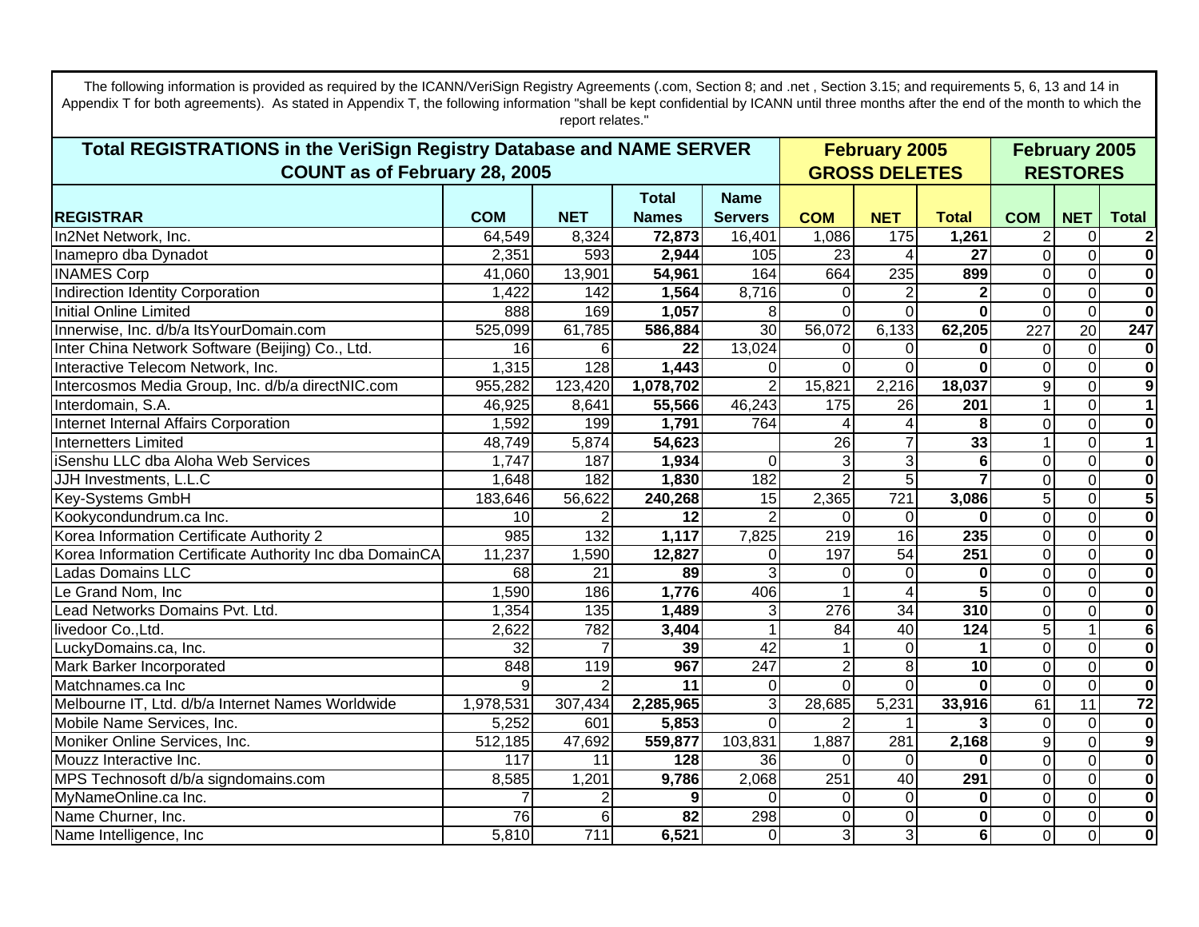The following information is provided as required by the ICANN/VeriSign Registry Agreements (.com, Section 8; and .net , Section 3.15; and requirements 5, 6, 13 and 14 in Appendix T for both agreements). As stated in Appendix T, the following information "shall be kept confidential by ICANN until three months after the end of the month to which the report relates."

| Total REGISTRATIONS in the VeriSign Registry Database and NAME SERVER COUNT as of February 28, 2005 | | | | | February 2005 GROSS DELETES | | | February 2005 RESTORES | | |
|---|---|---|---|---|---|---|---|---|---|---|
| **REGISTRAR** | **COM** | **NET** | **Total Names** | **Name Servers** | **COM** | **NET** | **Total** | **COM** | **NET** | **Total** |
| In2Net Network, Inc. | 64,549 | 8,324 | **72,873** | 16,401 | 1,086 | 175 | **1,261** | 2 | 0 | **2** |
| Inamepro dba Dynadot | 2,351 | 593 | **2,944** | 105 | 23 | 4 | **27** | 0 | 0 | **0** |
| INAMES Corp | 41,060 | 13,901 | **54,961** | 164 | 664 | 235 | **899** | 0 | 0 | **0** |
| Indirection Identity Corporation | 1,422 | 142 | **1,564** | 8,716 | 0 | 2 | **2** | 0 | 0 | **0** |
| Initial Online Limited | 888 | 169 | **1,057** | 8 | 0 | 0 | **0** | 0 | 0 | **0** |
| Innerwise, Inc. d/b/a ItsYourDomain.com | 525,099 | 61,785 | **586,884** | 30 | 56,072 | 6,133 | **62,205** | 227 | 20 | **247** |
| Inter China Network Software (Beijing) Co., Ltd. | 16 | 6 | **22** | 13,024 | 0 | 0 | **0** | 0 | 0 | **0** |
| Interactive Telecom Network, Inc. | 1,315 | 128 | **1,443** | 0 | 0 | 0 | **0** | 0 | 0 | **0** |
| Intercosmos Media Group, Inc. d/b/a directNIC.com | 955,282 | 123,420 | **1,078,702** | 2 | 15,821 | 2,216 | **18,037** | 9 | 0 | **9** |
| Interdomain, S.A. | 46,925 | 8,641 | **55,566** | 46,243 | 175 | 26 | **201** | 1 | 0 | **1** |
| Internet Internal Affairs Corporation | 1,592 | 199 | **1,791** | 764 | 4 | 4 | **8** | 0 | 0 | **0** |
| Internetters Limited | 48,749 | 5,874 | **54,623** | | 26 | 7 | **33** | 1 | 0 | **1** |
| iSenshu LLC dba Aloha Web Services | 1,747 | 187 | **1,934** | 0 | 3 | 3 | **6** | 0 | 0 | **0** |
| JJH Investments, L.L.C | 1,648 | 182 | **1,830** | 182 | 2 | 5 | **7** | 0 | 0 | **0** |
| Key-Systems GmbH | 183,646 | 56,622 | **240,268** | 15 | 2,365 | 721 | **3,086** | 5 | 0 | **5** |
| Kookycondundrum.ca Inc. | 10 | 2 | **12** | 2 | 0 | 0 | **0** | 0 | 0 | **0** |
| Korea Information Certificate Authority 2 | 985 | 132 | **1,117** | 7,825 | 219 | 16 | **235** | 0 | 0 | **0** |
| Korea Information Certificate Authority Inc dba DomainCA | 11,237 | 1,590 | **12,827** | 0 | 197 | 54 | **251** | 0 | 0 | **0** |
| Ladas Domains LLC | 68 | 21 | **89** | 3 | 0 | 0 | **0** | 0 | 0 | **0** |
| Le Grand Nom, Inc | 1,590 | 186 | **1,776** | 406 | 1 | 4 | **5** | 0 | 0 | **0** |
| Lead Networks Domains Pvt. Ltd. | 1,354 | 135 | **1,489** | 3 | 276 | 34 | **310** | 0 | 0 | **0** |
| livedoor Co.,Ltd. | 2,622 | 782 | **3,404** | 1 | 84 | 40 | **124** | 5 | 1 | **6** |
| LuckyDomains.ca, Inc. | 32 | 7 | **39** | 42 | 1 | 0 | **1** | 0 | 0 | **0** |
| Mark Barker Incorporated | 848 | 119 | **967** | 247 | 2 | 8 | **10** | 0 | 0 | **0** |
| Matchnames.ca Inc | 9 | 2 | **11** | 0 | 0 | 0 | **0** | 0 | 0 | **0** |
| Melbourne IT, Ltd. d/b/a Internet Names Worldwide | 1,978,531 | 307,434 | **2,285,965** | 3 | 28,685 | 5,231 | **33,916** | 61 | 11 | **72** |
| Mobile Name Services, Inc. | 5,252 | 601 | **5,853** | 0 | 2 | 1 | **3** | 0 | 0 | **0** |
| Moniker Online Services, Inc. | 512,185 | 47,692 | **559,877** | 103,831 | 1,887 | 281 | **2,168** | 9 | 0 | **9** |
| Mouzz Interactive Inc. | 117 | 11 | **128** | 36 | 0 | 0 | **0** | 0 | 0 | **0** |
| MPS Technosoft d/b/a signdomains.com | 8,585 | 1,201 | **9,786** | 2,068 | 251 | 40 | **291** | 0 | 0 | **0** |
| MyNameOnline.ca Inc. | 7 | 2 | **9** | 0 | 0 | 0 | **0** | 0 | 0 | **0** |
| Name Churner, Inc. | 76 | 6 | **82** | 298 | 0 | 0 | **0** | 0 | 0 | **0** |
| Name Intelligence, Inc | 5,810 | 711 | **6,521** | 0 | 3 | 3 | **6** | 0 | 0 | **0** |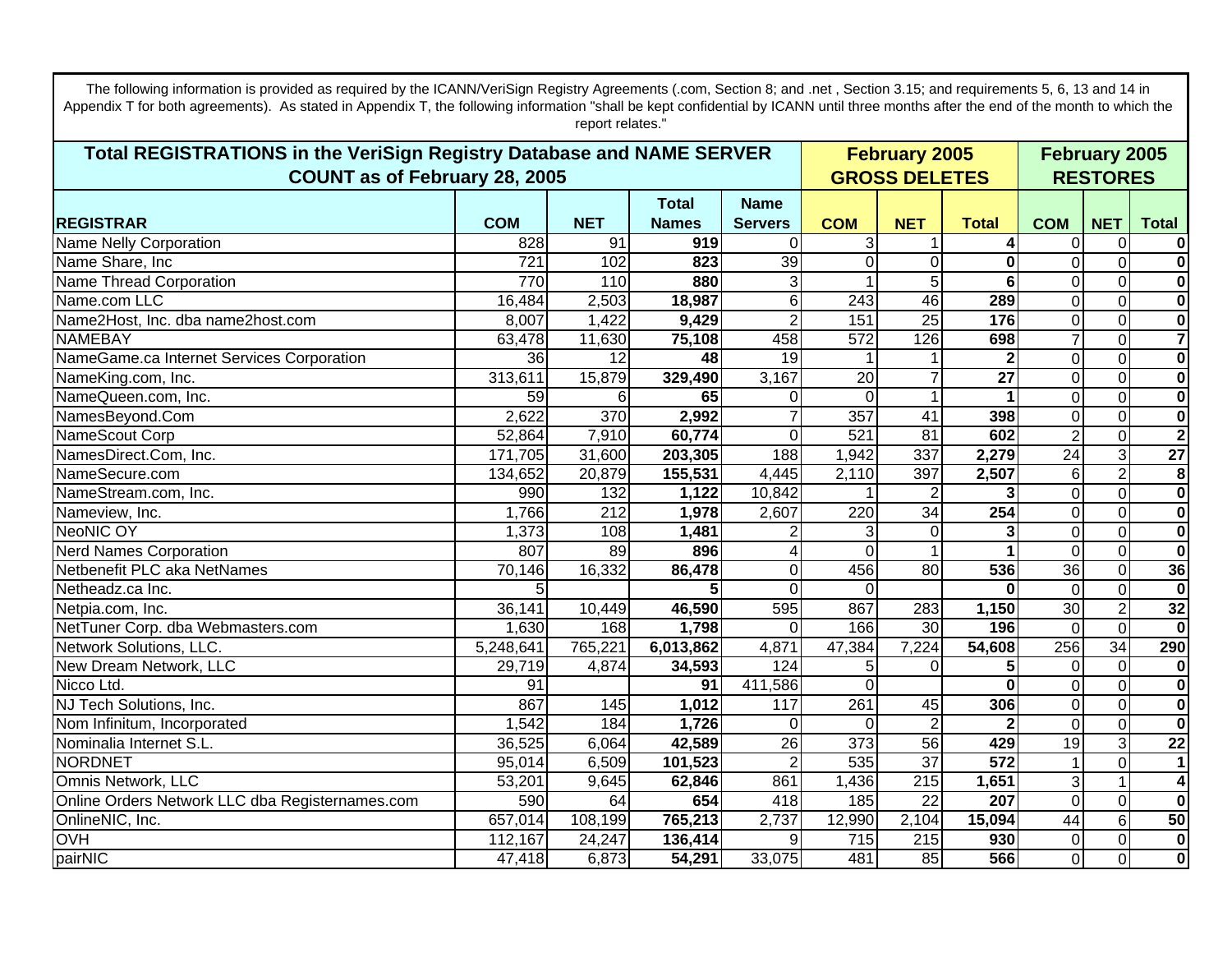The following information is provided as required by the ICANN/VeriSign Registry Agreements (.com, Section 8; and .net , Section 3.15; and requirements 5, 6, 13 and 14 in Appendix T for both agreements). As stated in Appendix T, the following information "shall be kept confidential by ICANN until three months after the end of the month to which the report relates."

| Total REGISTRATIONS in the VeriSign Registry Database and NAME SERVER COUNT as of February 28, 2005 | | | | | February 2005 GROSS DELETES | | | February 2005 RESTORES | | |
|---|---|---|---|---|---|---|---|---|---|---|
| **REGISTRAR** | **COM** | **NET** | **Total Names** | **Name Servers** | **COM** | **NET** | **Total** | **COM** | **NET** | **Total** |
| Name Nelly Corporation | 828 | 91 | **919** | 0 | 3 | 1 | **4** | 0 | 0 | **0** |
| Name Share, Inc | 721 | 102 | **823** | 39 | 0 | 0 | **0** | 0 | 0 | **0** |
| Name Thread Corporation | 770 | 110 | **880** | 3 | 1 | 5 | **6** | 0 | 0 | **0** |
| Name.com LLC | 16,484 | 2,503 | **18,987** | 6 | 243 | 46 | **289** | 0 | 0 | **0** |
| Name2Host, Inc. dba name2host.com | 8,007 | 1,422 | **9,429** | 2 | 151 | 25 | **176** | 0 | 0 | **0** |
| NAMEBAY | 63,478 | 11,630 | **75,108** | 458 | 572 | 126 | **698** | 7 | 0 | **7** |
| NameGame.ca Internet Services Corporation | 36 | 12 | **48** | 19 | 1 | 1 | **2** | 0 | 0 | **0** |
| NameKing.com, Inc. | 313,611 | 15,879 | **329,490** | 3,167 | 20 | 7 | **27** | 0 | 0 | **0** |
| NameQueen.com, Inc. | 59 | 6 | **65** | 0 | 0 | 1 | **1** | 0 | 0 | **0** |
| NamesBeyond.Com | 2,622 | 370 | **2,992** | 7 | 357 | 41 | **398** | 0 | 0 | **0** |
| NameScout Corp | 52,864 | 7,910 | **60,774** | 0 | 521 | 81 | **602** | 2 | 0 | **2** |
| NamesDirect.Com, Inc. | 171,705 | 31,600 | **203,305** | 188 | 1,942 | 337 | **2,279** | 24 | 3 | **27** |
| NameSecure.com | 134,652 | 20,879 | **155,531** | 4,445 | 2,110 | 397 | **2,507** | 6 | 2 | **8** |
| NameStream.com, Inc. | 990 | 132 | **1,122** | 10,842 | 1 | 2 | **3** | 0 | 0 | **0** |
| Nameview, Inc. | 1,766 | 212 | **1,978** | 2,607 | 220 | 34 | **254** | 0 | 0 | **0** |
| NeoNIC OY | 1,373 | 108 | **1,481** | 2 | 3 | 0 | **3** | 0 | 0 | **0** |
| Nerd Names Corporation | 807 | 89 | **896** | 4 | 0 | 1 | **1** | 0 | 0 | **0** |
| Netbenefit PLC aka NetNames | 70,146 | 16,332 | **86,478** | 0 | 456 | 80 | **536** | 36 | 0 | **36** |
| Netheadz.ca Inc. | 5 | | **5** | 0 | 0 | | **0** | 0 | 0 | **0** |
| Netpia.com, Inc. | 36,141 | 10,449 | **46,590** | 595 | 867 | 283 | **1,150** | 30 | 2 | **32** |
| NetTuner Corp. dba Webmasters.com | 1,630 | 168 | **1,798** | 0 | 166 | 30 | **196** | 0 | 0 | **0** |
| Network Solutions, LLC. | 5,248,641 | 765,221 | **6,013,862** | 4,871 | 47,384 | 7,224 | **54,608** | 256 | 34 | **290** |
| New Dream Network, LLC | 29,719 | 4,874 | **34,593** | 124 | 5 | 0 | **5** | 0 | 0 | **0** |
| Nicco Ltd. | 91 | | **91** | 411,586 | 0 | | **0** | 0 | 0 | **0** |
| NJ Tech Solutions, Inc. | 867 | 145 | **1,012** | 117 | 261 | 45 | **306** | 0 | 0 | **0** |
| Nom Infinitum, Incorporated | 1,542 | 184 | **1,726** | 0 | 0 | 2 | **2** | 0 | 0 | **0** |
| Nominalia Internet S.L. | 36,525 | 6,064 | **42,589** | 26 | 373 | 56 | **429** | 19 | 3 | **22** |
| NORDNET | 95,014 | 6,509 | **101,523** | 2 | 535 | 37 | **572** | 1 | 0 | **1** |
| Omnis Network, LLC | 53,201 | 9,645 | **62,846** | 861 | 1,436 | 215 | **1,651** | 3 | 1 | **4** |
| Online Orders Network LLC dba Registernames.com | 590 | 64 | **654** | 418 | 185 | 22 | **207** | 0 | 0 | **0** |
| OnlineNIC, Inc. | 657,014 | 108,199 | **765,213** | 2,737 | 12,990 | 2,104 | **15,094** | 44 | 6 | **50** |
| OVH | 112,167 | 24,247 | **136,414** | 9 | 715 | 215 | **930** | 0 | 0 | **0** |
| pairNIC | 47,418 | 6,873 | **54,291** | 33,075 | 481 | 85 | **566** | 0 | 0 | **0** |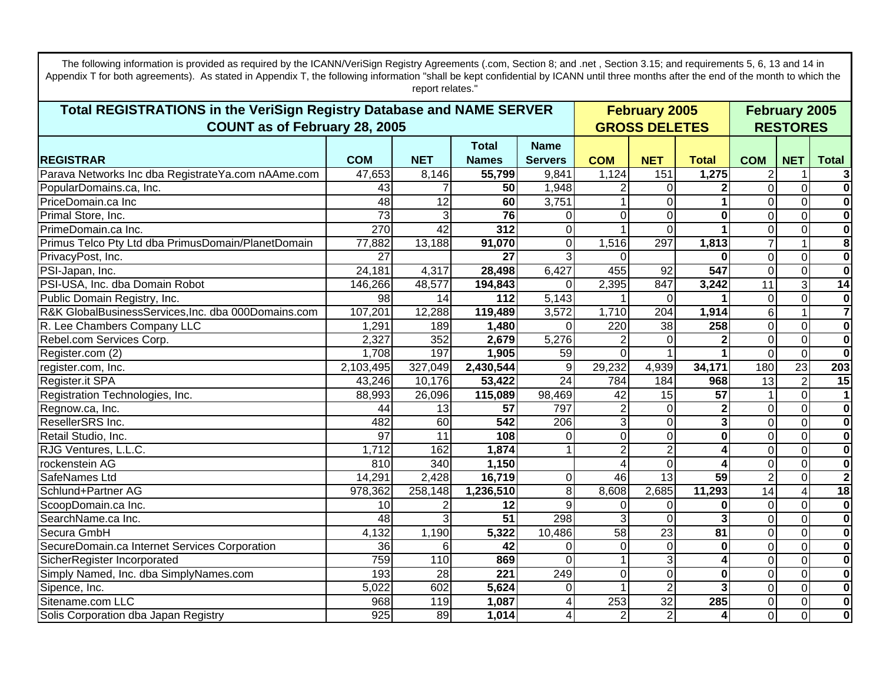The following information is provided as required by the ICANN/VeriSign Registry Agreements (.com, Section 8; and .net , Section 3.15; and requirements 5, 6, 13 and 14 in Appendix T for both agreements). As stated in Appendix T, the following information "shall be kept confidential by ICANN until three months after the end of the month to which the report relates."

| Total REGISTRATIONS in the VeriSign Registry Database and NAME SERVER COUNT as of February 28, 2005 | | | | | February 2005 GROSS DELETES | | | February 2005 RESTORES | | |
|---|---|---|---|---|---|---|---|---|---|---|
| REGISTRAR | COM | NET | Total Names | Name Servers | COM | NET | Total | COM | NET | Total |
| Parava Networks Inc dba RegistrateYa.com nAAme.com | 47,653 | 8,146 | **55,799** | 9,841 | 1,124 | 151 | **1,275** | 2 | 1 | **3** |
| PopularDomains.ca, Inc. | 43 | 7 | **50** | 1,948 | 2 | 0 | **2** | 0 | 0 | **0** |
| PriceDomain.ca Inc | 48 | 12 | **60** | 3,751 | 1 | 0 | **1** | 0 | 0 | **0** |
| Primal Store, Inc. | 73 | 3 | **76** | 0 | 0 | 0 | **0** | 0 | 0 | **0** |
| PrimeDomain.ca Inc. | 270 | 42 | **312** | 0 | 1 | 0 | **1** | 0 | 0 | **0** |
| Primus Telco Pty Ltd dba PrimusDomain/PlanetDomain | 77,882 | 13,188 | **91,070** | 0 | 1,516 | 297 | **1,813** | 7 | 1 | **8** |
| PrivacyPost, Inc. | 27 | | **27** | 3 | 0 | | **0** | 0 | 0 | **0** |
| PSI-Japan, Inc. | 24,181 | 4,317 | **28,498** | 6,427 | 455 | 92 | **547** | 0 | 0 | **0** |
| PSI-USA, Inc. dba Domain Robot | 146,266 | 48,577 | **194,843** | 0 | 2,395 | 847 | **3,242** | 11 | 3 | **14** |
| Public Domain Registry, Inc. | 98 | 14 | **112** | 5,143 | 1 | 0 | **1** | 0 | 0 | **0** |
| R&K GlobalBusinessServices,Inc. dba 000Domains.com | 107,201 | 12,288 | **119,489** | 3,572 | 1,710 | 204 | **1,914** | 6 | 1 | **7** |
| R. Lee Chambers Company LLC | 1,291 | 189 | **1,480** | 0 | 220 | 38 | **258** | 0 | 0 | **0** |
| Rebel.com Services Corp. | 2,327 | 352 | **2,679** | 5,276 | 2 | 0 | **2** | 0 | 0 | **0** |
| Register.com (2) | 1,708 | 197 | **1,905** | 59 | 0 | 1 | **1** | 0 | 0 | **0** |
| register.com, Inc. | 2,103,495 | 327,049 | **2,430,544** | 9 | 29,232 | 4,939 | **34,171** | 180 | 23 | **203** |
| Register.it SPA | 43,246 | 10,176 | **53,422** | 24 | 784 | 184 | **968** | 13 | 2 | **15** |
| Registration Technologies, Inc. | 88,993 | 26,096 | **115,089** | 98,469 | 42 | 15 | **57** | 1 | 0 | **1** |
| Regnow.ca, Inc. | 44 | 13 | **57** | 797 | 2 | 0 | **2** | 0 | 0 | **0** |
| ResellerSRS Inc. | 482 | 60 | **542** | 206 | 3 | 0 | **3** | 0 | 0 | **0** |
| Retail Studio, Inc. | 97 | 11 | **108** | 0 | 0 | 0 | **0** | 0 | 0 | **0** |
| RJG Ventures, L.L.C. | 1,712 | 162 | **1,874** | 1 | 2 | 2 | **4** | 0 | 0 | **0** |
| rockenstein AG | 810 | 340 | **1,150** | | 4 | 0 | **4** | 0 | 0 | **0** |
| SafeNames Ltd | 14,291 | 2,428 | **16,719** | 0 | 46 | 13 | **59** | 2 | 0 | **2** |
| Schlund+Partner AG | 978,362 | 258,148 | **1,236,510** | 8 | 8,608 | 2,685 | **11,293** | 14 | 4 | **18** |
| ScoopDomain.ca Inc. | 10 | 2 | **12** | 9 | 0 | 0 | **0** | 0 | 0 | **0** |
| SearchName.ca Inc. | 48 | 3 | **51** | 298 | 3 | 0 | **3** | 0 | 0 | **0** |
| Secura GmbH | 4,132 | 1,190 | **5,322** | 10,486 | 58 | 23 | **81** | 0 | 0 | **0** |
| SecureDomain.ca Internet Services Corporation | 36 | 6 | **42** | 0 | 0 | 0 | **0** | 0 | 0 | **0** |
| SicherRegister Incorporated | 759 | 110 | **869** | 0 | 1 | 3 | **4** | 0 | 0 | **0** |
| Simply Named, Inc. dba SimplyNames.com | 193 | 28 | **221** | 249 | 0 | 0 | **0** | 0 | 0 | **0** |
| Sipence, Inc. | 5,022 | 602 | **5,624** | 0 | 1 | 2 | **3** | 0 | 0 | **0** |
| Sitename.com LLC | 968 | 119 | **1,087** | 4 | 253 | 32 | **285** | 0 | 0 | **0** |
| Solis Corporation dba Japan Registry | 925 | 89 | **1,014** | 4 | 2 | 2 | **4** | 0 | 0 | **0** |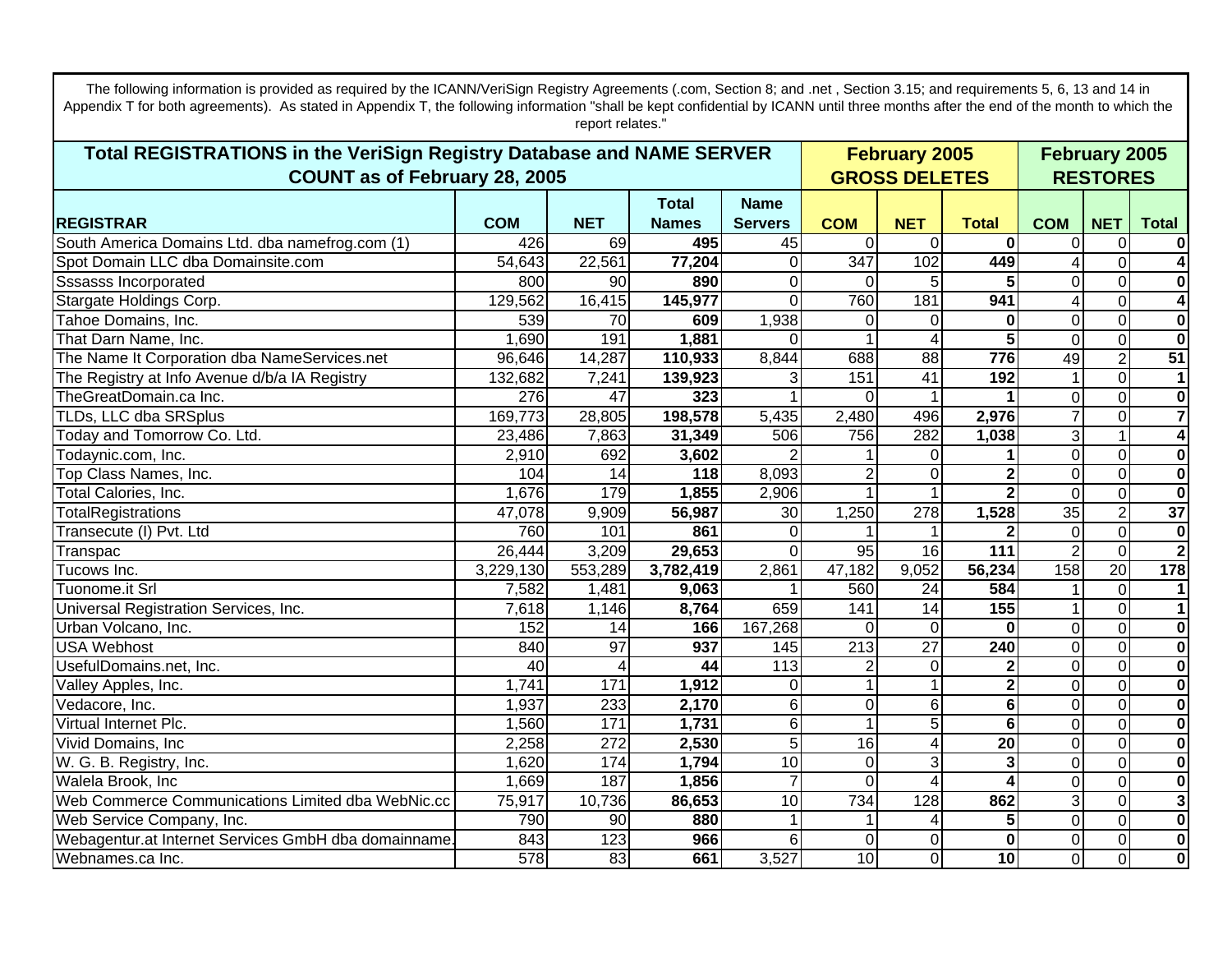The following information is provided as required by the ICANN/VeriSign Registry Agreements (.com, Section 8; and .net , Section 3.15; and requirements 5, 6, 13 and 14 in Appendix T for both agreements). As stated in Appendix T, the following information "shall be kept confidential by ICANN until three months after the end of the month to which the report relates."

| Total REGISTRATIONS in the VeriSign Registry Database and NAME SERVER COUNT as of February 28, 2005 | | | | | February 2005 GROSS DELETES | | | February 2005 RESTORES | | |
|---|---|---|---|---|---|---|---|---|---|---|
| **REGISTRAR** | **COM** | **NET** | **Total Names** | **Name Servers** | **COM** | **NET** | **Total** | **COM** | **NET** | **Total** |
| South America Domains Ltd. dba namefrog.com (1) | 426 | 69 | **495** | 45 | 0 | 0 | **0** | 0 | 0 | **0** |
| Spot Domain LLC dba Domainsite.com | 54,643 | 22,561 | **77,204** | 0 | 347 | 102 | **449** | 4 | 0 | **4** |
| Sssasss Incorporated | 800 | 90 | **890** | 0 | 0 | 5 | **5** | 0 | 0 | **0** |
| Stargate Holdings Corp. | 129,562 | 16,415 | **145,977** | 0 | 760 | 181 | **941** | 4 | 0 | **4** |
| Tahoe Domains, Inc. | 539 | 70 | **609** | 1,938 | 0 | 0 | **0** | 0 | 0 | **0** |
| That Darn Name, Inc. | 1,690 | 191 | **1,881** | 0 | 1 | 4 | **5** | 0 | 0 | **0** |
| The Name It Corporation dba NameServices.net | 96,646 | 14,287 | **110,933** | 8,844 | 688 | 88 | **776** | 49 | 2 | **51** |
| The Registry at Info Avenue d/b/a IA Registry | 132,682 | 7,241 | **139,923** | 3 | 151 | 41 | **192** | 1 | 0 | **1** |
| TheGreatDomain.ca Inc. | 276 | 47 | **323** | 1 | 0 | 1 | **1** | 0 | 0 | **0** |
| TLDs, LLC dba SRSplus | 169,773 | 28,805 | **198,578** | 5,435 | 2,480 | 496 | **2,976** | 7 | 0 | **7** |
| Today and Tomorrow Co. Ltd. | 23,486 | 7,863 | **31,349** | 506 | 756 | 282 | **1,038** | 3 | 1 | **4** |
| Todaynic.com, Inc. | 2,910 | 692 | **3,602** | 2 | 1 | 0 | **1** | 0 | 0 | **0** |
| Top Class Names, Inc. | 104 | 14 | **118** | 8,093 | 2 | 0 | **2** | 0 | 0 | **0** |
| Total Calories, Inc. | 1,676 | 179 | **1,855** | 2,906 | 1 | 1 | **2** | 0 | 0 | **0** |
| TotalRegistrations | 47,078 | 9,909 | **56,987** | 30 | 1,250 | 278 | **1,528** | 35 | 2 | **37** |
| Transecute (I) Pvt. Ltd | 760 | 101 | **861** | 0 | 1 | 1 | **2** | 0 | 0 | **0** |
| Transpac | 26,444 | 3,209 | **29,653** | 0 | 95 | 16 | **111** | 2 | 0 | **2** |
| Tucows Inc. | 3,229,130 | 553,289 | **3,782,419** | 2,861 | 47,182 | 9,052 | **56,234** | 158 | 20 | **178** |
| Tuonome.it Srl | 7,582 | 1,481 | **9,063** | 1 | 560 | 24 | **584** | 1 | 0 | **1** |
| Universal Registration Services, Inc. | 7,618 | 1,146 | **8,764** | 659 | 141 | 14 | **155** | 1 | 0 | **1** |
| Urban Volcano, Inc. | 152 | 14 | **166** | 167,268 | 0 | 0 | **0** | 0 | 0 | **0** |
| USA Webhost | 840 | 97 | **937** | 145 | 213 | 27 | **240** | 0 | 0 | **0** |
| UsefulDomains.net, Inc. | 40 | 4 | **44** | 113 | 2 | 0 | **2** | 0 | 0 | **0** |
| Valley Apples, Inc. | 1,741 | 171 | **1,912** | 0 | 1 | 1 | **2** | 0 | 0 | **0** |
| Vedacore, Inc. | 1,937 | 233 | **2,170** | 6 | 0 | 6 | **6** | 0 | 0 | **0** |
| Virtual Internet Plc. | 1,560 | 171 | **1,731** | 6 | 1 | 5 | **6** | 0 | 0 | **0** |
| Vivid Domains, Inc | 2,258 | 272 | **2,530** | 5 | 16 | 4 | **20** | 0 | 0 | **0** |
| W. G. B. Registry, Inc. | 1,620 | 174 | **1,794** | 10 | 0 | 3 | **3** | 0 | 0 | **0** |
| Walela Brook, Inc | 1,669 | 187 | **1,856** | 7 | 0 | 4 | **4** | 0 | 0 | **0** |
| Web Commerce Communications Limited dba WebNic.cc | 75,917 | 10,736 | **86,653** | 10 | 734 | 128 | **862** | 3 | 0 | **3** |
| Web Service Company, Inc. | 790 | 90 | **880** | 1 | 1 | 4 | **5** | 0 | 0 | **0** |
| Webagentur.at Internet Services GmbH dba domainname. | 843 | 123 | **966** | 6 | 0 | 0 | **0** | 0 | 0 | **0** |
| Webnames.ca Inc. | 578 | 83 | **661** | 3,527 | 10 | 0 | **10** | 0 | 0 | **0** |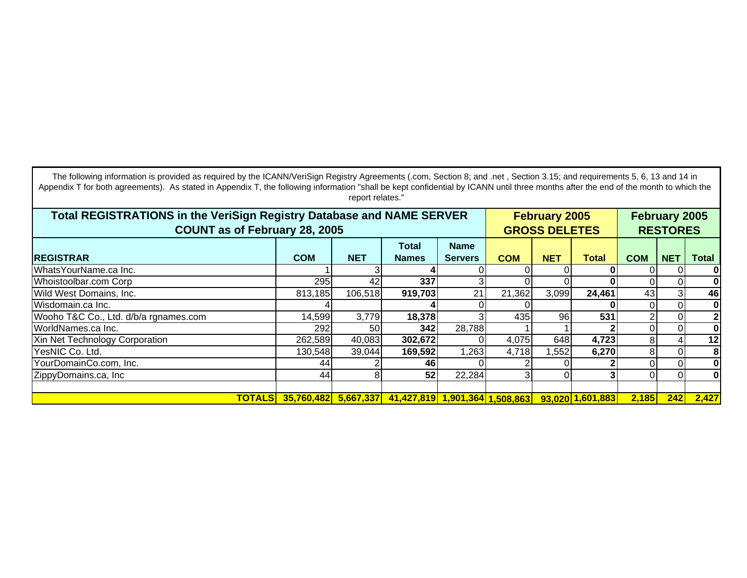The following information is provided as required by the ICANN/VeriSign Registry Agreements (.com, Section 8; and .net , Section 3.15; and requirements 5, 6, 13 and 14 in Appendix T for both agreements). As stated in Appendix T, the following information "shall be kept confidential by ICANN until three months after the end of the month to which the report relates."

| Total REGISTRATIONS in the VeriSign Registry Database and NAME SERVER COUNT as of February 28, 2005 | | | | | February 2005 GROSS DELETES | | | February 2005 RESTORES | | |
|---|---|---|---|---|---|---|---|---|---|---|
| **REGISTRAR** | **COM** | **NET** | **Total Names** | **Name Servers** | **COM** | **NET** | **Total** | **COM** | **NET** | **Total** |
| WhatsYourName.ca Inc. | 1 | 3 | **4** | 0 | 0 | 0 | **0** | 0 | 0 | **0** |
| Whoistoolbar.com Corp | 295 | 42 | **337** | 3 | 0 | 0 | **0** | 0 | 0 | **0** |
| Wild West Domains, Inc. | 813,185 | 106,518 | **919,703** | 21 | 21,362 | 3,099 | **24,461** | 43 | 3 | **46** |
| Wisdomain.ca Inc. | 4 | | **4** | 0 | 0 | | **0** | 0 | 0 | **0** |
| Wooho T&C Co., Ltd. d/b/a rgnames.com | 14,599 | 3,779 | **18,378** | 3 | 435 | 96 | **531** | 2 | 0 | **2** |
| WorldNames.ca Inc. | 292 | 50 | **342** | 28,788 | 1 | 1 | **2** | 0 | 0 | **0** |
| Xin Net Technology Corporation | 262,589 | 40,083 | **302,672** | 0 | 4,075 | 648 | **4,723** | 8 | 4 | **12** |
| YesNIC Co. Ltd. | 130,548 | 39,044 | **169,592** | 1,263 | 4,718 | 1,552 | **6,270** | 8 | 0 | **8** |
| YourDomainCo.com, Inc. | 44 | 2 | **46** | 0 | 2 | 0 | **2** | 0 | 0 | **0** |
| ZippyDomains.ca, Inc | 44 | 8 | **52** | 22,284 | 3 | 0 | **3** | 0 | 0 | **0** |
| | | | | | | | | | | |
| **TOTALS** | **35,760,482** | **5,667,337** | **41,427,819** | **1,901,364** | **1,508,863** | **93,020** | **1,601,883** | **2,185** | **242** | **2,427** |